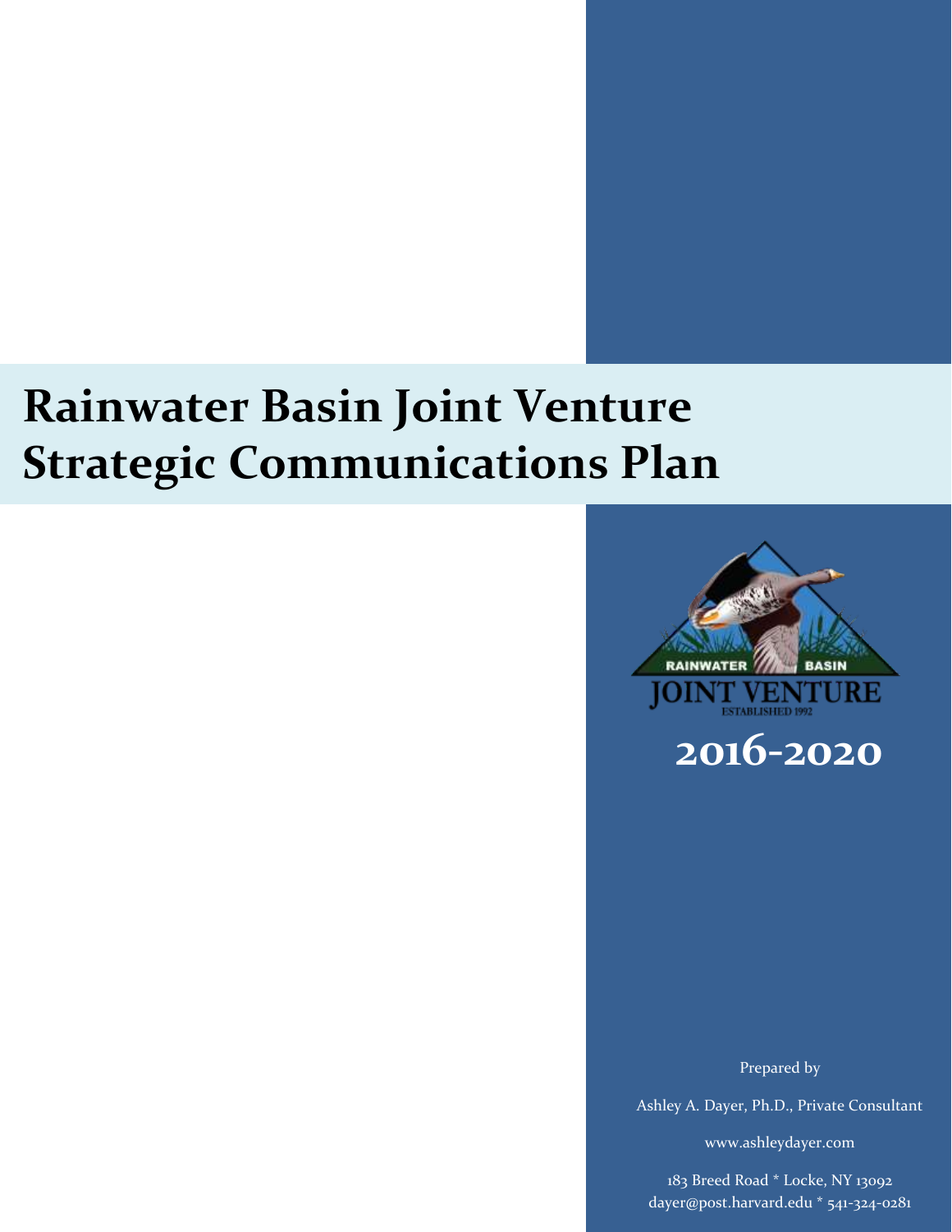# Rainwater Basin Joint Venture Strategic Communications Plan

RAINWATER BASIN

JOINT VENTURE

ESTABLISHED 1992

## 2016-2020

Prepared by

Ashley A. Dayer, Ph.D., Private Consultant

www.ashleydayer.com

183 Breed Road * Locke, NY 13092
dayer@post.harvard.edu * 541-324-0281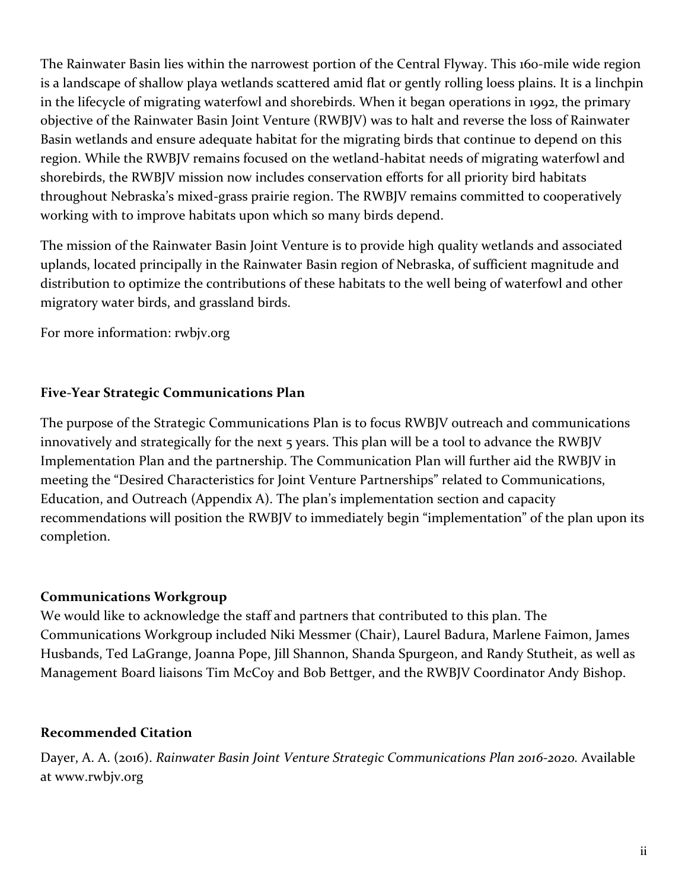The Rainwater Basin lies within the narrowest portion of the Central Flyway. This 160-mile wide region is a landscape of shallow playa wetlands scattered amid flat or gently rolling loess plains. It is a linchpin in the lifecycle of migrating waterfowl and shorebirds. When it began operations in 1992, the primary objective of the Rainwater Basin Joint Venture (RWBJV) was to halt and reverse the loss of Rainwater Basin wetlands and ensure adequate habitat for the migrating birds that continue to depend on this region. While the RWBJV remains focused on the wetland-habitat needs of migrating waterfowl and shorebirds, the RWBJV mission now includes conservation efforts for all priority bird habitats throughout Nebraska's mixed-grass prairie region. The RWBJV remains committed to cooperatively working with to improve habitats upon which so many birds depend.

The mission of the Rainwater Basin Joint Venture is to provide high quality wetlands and associated uplands, located principally in the Rainwater Basin region of Nebraska, of sufficient magnitude and distribution to optimize the contributions of these habitats to the well being of waterfowl and other migratory water birds, and grassland birds.

For more information: rwbjv.org

## Five-Year Strategic Communications Plan

The purpose of the Strategic Communications Plan is to focus RWBJV outreach and communications innovatively and strategically for the next 5 years. This plan will be a tool to advance the RWBJV Implementation Plan and the partnership. The Communication Plan will further aid the RWBJV in meeting the "Desired Characteristics for Joint Venture Partnerships" related to Communications, Education, and Outreach (Appendix A). The plan's implementation section and capacity recommendations will position the RWBJV to immediately begin "implementation" of the plan upon its completion.

## Communications Workgroup

We would like to acknowledge the staff and partners that contributed to this plan. The Communications Workgroup included Niki Messmer (Chair), Laurel Badura, Marlene Faimon, James Husbands, Ted LaGrange, Joanna Pope, Jill Shannon, Shanda Spurgeon, and Randy Stutheit, as well as Management Board liaisons Tim McCoy and Bob Bettger, and the RWBJV Coordinator Andy Bishop.

## Recommended Citation

Dayer, A. A. (2016). *Rainwater Basin Joint Venture Strategic Communications Plan 2016-2020.* Available at www.rwbjv.org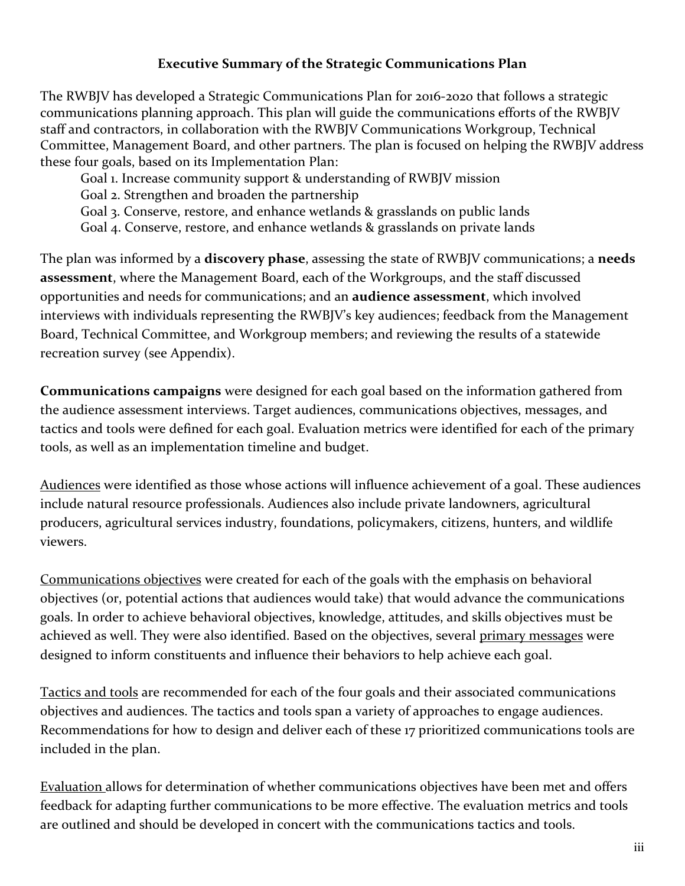## Executive Summary of the Strategic Communications Plan

The RWBJV has developed a Strategic Communications Plan for 2016-2020 that follows a strategic communications planning approach. This plan will guide the communications efforts of the RWBJV staff and contractors, in collaboration with the RWBJV Communications Workgroup, Technical Committee, Management Board, and other partners. The plan is focused on helping the RWBJV address these four goals, based on its Implementation Plan:

- Goal 1. Increase community support & understanding of RWBJV mission
- Goal 2. Strengthen and broaden the partnership
- Goal 3. Conserve, restore, and enhance wetlands & grasslands on public lands
- Goal 4. Conserve, restore, and enhance wetlands & grasslands on private lands

The plan was informed by a **discovery phase**, assessing the state of RWBJV communications; a **needs assessment**, where the Management Board, each of the Workgroups, and the staff discussed opportunities and needs for communications; and an **audience assessment**, which involved interviews with individuals representing the RWBJV's key audiences; feedback from the Management Board, Technical Committee, and Workgroup members; and reviewing the results of a statewide recreation survey (see Appendix).

**Communications campaigns** were designed for each goal based on the information gathered from the audience assessment interviews. Target audiences, communications objectives, messages, and tactics and tools were defined for each goal. Evaluation metrics were identified for each of the primary tools, as well as an implementation timeline and budget.

<u>Audiences</u> were identified as those whose actions will influence achievement of a goal. These audiences include natural resource professionals. Audiences also include private landowners, agricultural producers, agricultural services industry, foundations, policymakers, citizens, hunters, and wildlife viewers.

<u>Communications objectives</u> were created for each of the goals with the emphasis on behavioral objectives (or, potential actions that audiences would take) that would advance the communications goals. In order to achieve behavioral objectives, knowledge, attitudes, and skills objectives must be achieved as well. They were also identified. Based on the objectives, several <u>primary messages</u> were designed to inform constituents and influence their behaviors to help achieve each goal.

<u>Tactics and tools</u> are recommended for each of the four goals and their associated communications objectives and audiences. The tactics and tools span a variety of approaches to engage audiences. Recommendations for how to design and deliver each of these 17 prioritized communications tools are included in the plan.

<u>Evaluation</u> allows for determination of whether communications objectives have been met and offers feedback for adapting further communications to be more effective. The evaluation metrics and tools are outlined and should be developed in concert with the communications tactics and tools.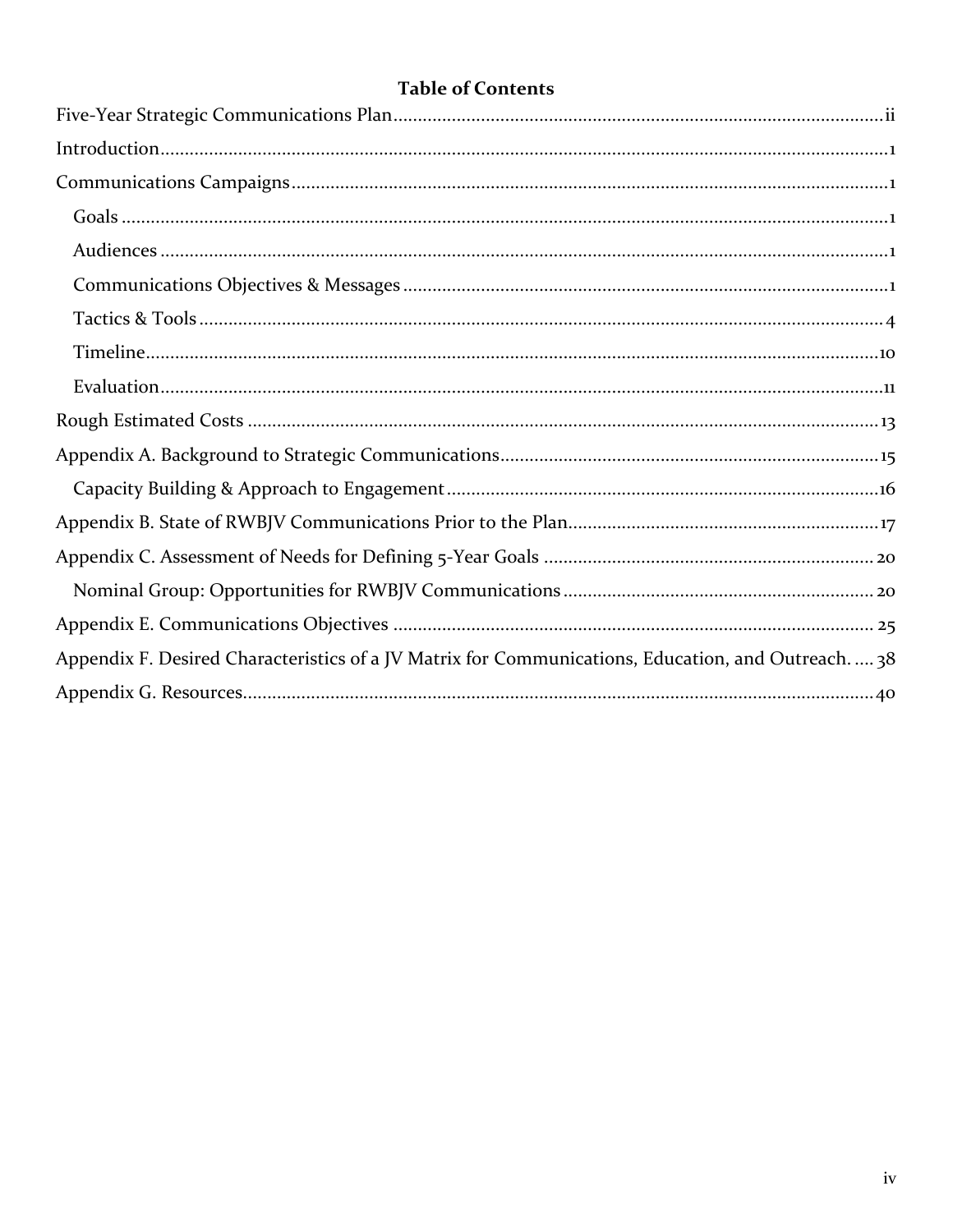# Table of Contents

Five-Year Strategic Communications Plan ..... ii

Introduction ..... 1

Communications Campaigns ..... 1

- Goals ..... 1
- Audiences ..... 1
- Communications Objectives & Messages ..... 1
- Tactics & Tools ..... 4
- Timeline ..... 10
- Evaluation ..... 11

Rough Estimated Costs ..... 13

Appendix A. Background to Strategic Communications ..... 15

- Capacity Building & Approach to Engagement ..... 16

Appendix B. State of RWBJV Communications Prior to the Plan ..... 17

Appendix C. Assessment of Needs for Defining 5-Year Goals ..... 20

- Nominal Group: Opportunities for RWBJV Communications ..... 20

Appendix E. Communications Objectives ..... 25

Appendix F. Desired Characteristics of a JV Matrix for Communications, Education, and Outreach. ..... 38

Appendix G. Resources ..... 40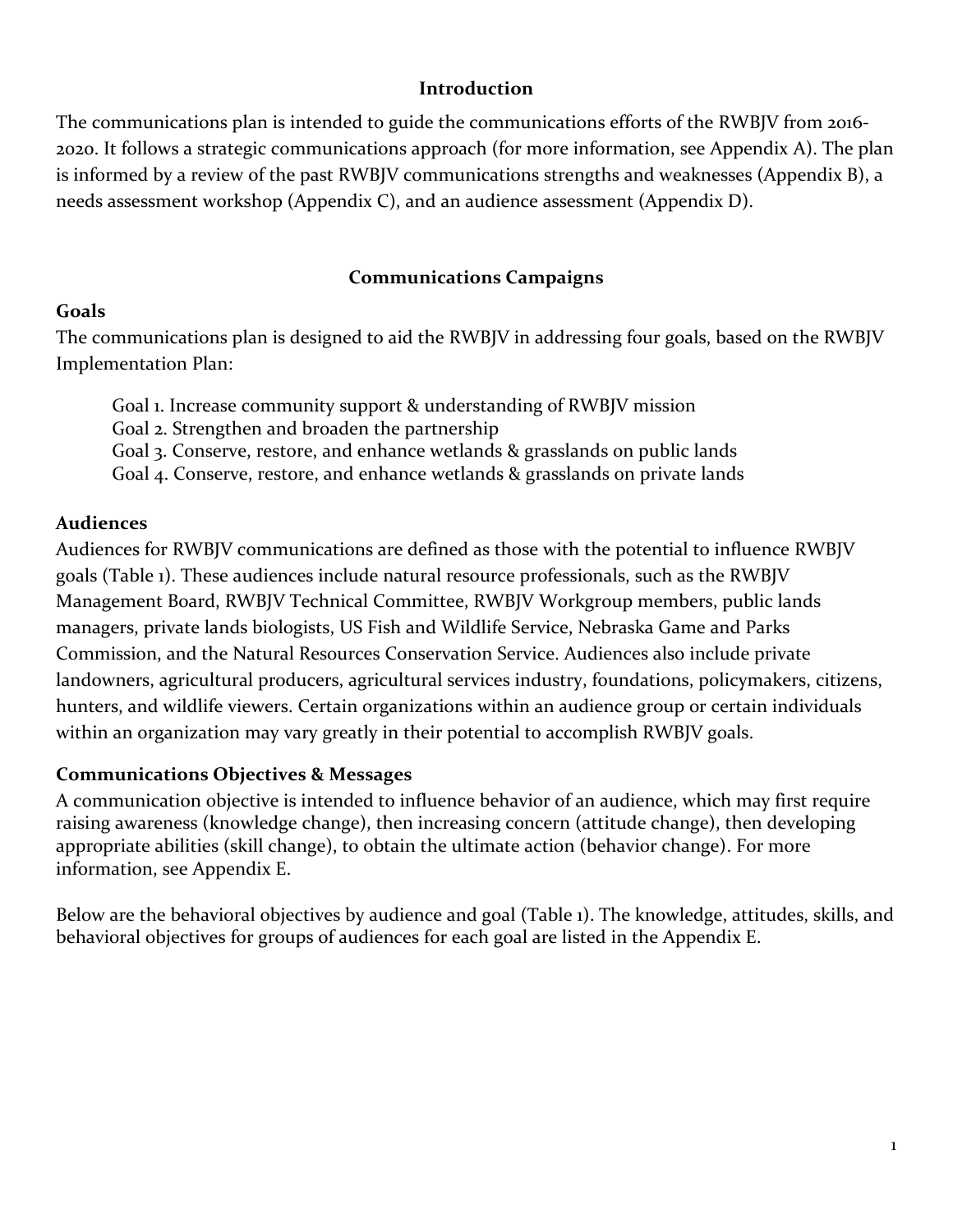## Introduction

The communications plan is intended to guide the communications efforts of the RWBJV from 2016-2020. It follows a strategic communications approach (for more information, see Appendix A). The plan is informed by a review of the past RWBJV communications strengths and weaknesses (Appendix B), a needs assessment workshop (Appendix C), and an audience assessment (Appendix D).

## Communications Campaigns

### Goals

The communications plan is designed to aid the RWBJV in addressing four goals, based on the RWBJV Implementation Plan:

Goal 1. Increase community support & understanding of RWBJV mission
Goal 2. Strengthen and broaden the partnership
Goal 3. Conserve, restore, and enhance wetlands & grasslands on public lands
Goal 4. Conserve, restore, and enhance wetlands & grasslands on private lands

### Audiences

Audiences for RWBJV communications are defined as those with the potential to influence RWBJV goals (Table 1). These audiences include natural resource professionals, such as the RWBJV Management Board, RWBJV Technical Committee, RWBJV Workgroup members, public lands managers, private lands biologists, US Fish and Wildlife Service, Nebraska Game and Parks Commission, and the Natural Resources Conservation Service. Audiences also include private landowners, agricultural producers, agricultural services industry, foundations, policymakers, citizens, hunters, and wildlife viewers. Certain organizations within an audience group or certain individuals within an organization may vary greatly in their potential to accomplish RWBJV goals.

### Communications Objectives & Messages

A communication objective is intended to influence behavior of an audience, which may first require raising awareness (knowledge change), then increasing concern (attitude change), then developing appropriate abilities (skill change), to obtain the ultimate action (behavior change). For more information, see Appendix E.

Below are the behavioral objectives by audience and goal (Table 1). The knowledge, attitudes, skills, and behavioral objectives for groups of audiences for each goal are listed in the Appendix E.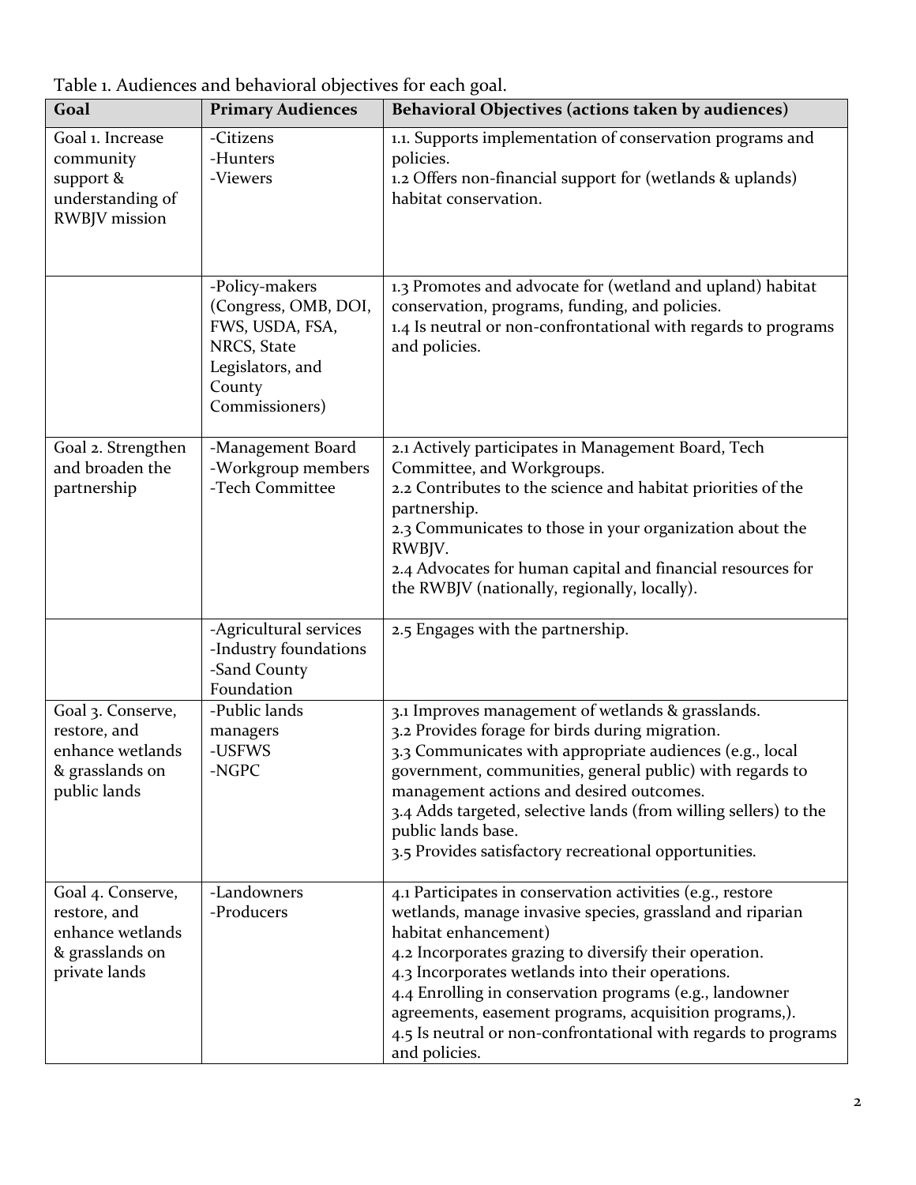Table 1. Audiences and behavioral objectives for each goal.

| Goal | Primary Audiences | Behavioral Objectives (actions taken by audiences) |
|---|---|---|
| Goal 1. Increase community support & understanding of RWBJV mission | -Citizens<br>-Hunters<br>-Viewers | 1.1. Supports implementation of conservation programs and policies.<br>1.2 Offers non-financial support for (wetlands & uplands) habitat conservation. |
| | -Policy-makers (Congress, OMB, DOI, FWS, USDA, FSA, NRCS, State Legislators, and County Commissioners) | 1.3 Promotes and advocate for (wetland and upland) habitat conservation, programs, funding, and policies.<br>1.4 Is neutral or non-confrontational with regards to programs and policies. |
| Goal 2. Strengthen and broaden the partnership | -Management Board<br>-Workgroup members<br>-Tech Committee | 2.1 Actively participates in Management Board, Tech Committee, and Workgroups.<br>2.2 Contributes to the science and habitat priorities of the partnership.<br>2.3 Communicates to those in your organization about the RWBJV.<br>2.4 Advocates for human capital and financial resources for the RWBJV (nationally, regionally, locally). |
| | -Agricultural services<br>-Industry foundations<br>-Sand County Foundation | 2.5 Engages with the partnership. |
| Goal 3. Conserve, restore, and enhance wetlands & grasslands on public lands | -Public lands managers<br>-USFWS<br>-NGPC | 3.1 Improves management of wetlands & grasslands.<br>3.2 Provides forage for birds during migration.<br>3.3 Communicates with appropriate audiences (e.g., local government, communities, general public) with regards to management actions and desired outcomes.<br>3.4 Adds targeted, selective lands (from willing sellers) to the public lands base.<br>3.5 Provides satisfactory recreational opportunities. |
| Goal 4. Conserve, restore, and enhance wetlands & grasslands on private lands | -Landowners<br>-Producers | 4.1 Participates in conservation activities (e.g., restore wetlands, manage invasive species, grassland and riparian habitat enhancement)<br>4.2 Incorporates grazing to diversify their operation.<br>4.3 Incorporates wetlands into their operations.<br>4.4 Enrolling in conservation programs (e.g., landowner agreements, easement programs, acquisition programs,).<br>4.5 Is neutral or non-confrontational with regards to programs and policies. |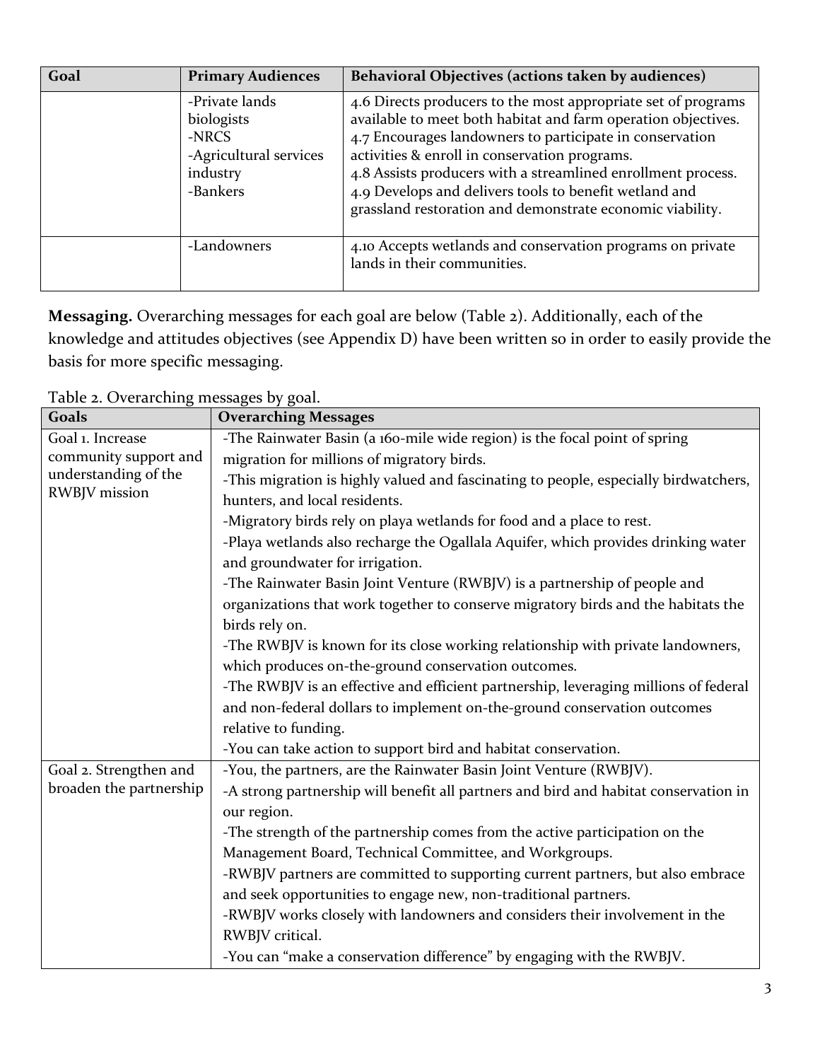| Goal | Primary Audiences | Behavioral Objectives (actions taken by audiences) |
|---|---|---|
| | -Private lands biologists<br>-NRCS<br>-Agricultural services industry<br>-Bankers | 4.6 Directs producers to the most appropriate set of programs available to meet both habitat and farm operation objectives.<br>4.7 Encourages landowners to participate in conservation activities & enroll in conservation programs.<br>4.8 Assists producers with a streamlined enrollment process.<br>4.9 Develops and delivers tools to benefit wetland and grassland restoration and demonstrate economic viability. |
| | -Landowners | 4.10 Accepts wetlands and conservation programs on private lands in their communities. |

**Messaging.** Overarching messages for each goal are below (Table 2). Additionally, each of the knowledge and attitudes objectives (see Appendix D) have been written so in order to easily provide the basis for more specific messaging.

Table 2. Overarching messages by goal.

| Goals | Overarching Messages |
|---|---|
| Goal 1. Increase community support and understanding of the RWBJV mission | -The Rainwater Basin (a 160-mile wide region) is the focal point of spring migration for millions of migratory birds.<br>-This migration is highly valued and fascinating to people, especially birdwatchers, hunters, and local residents.<br>-Migratory birds rely on playa wetlands for food and a place to rest.<br>-Playa wetlands also recharge the Ogallala Aquifer, which provides drinking water and groundwater for irrigation.<br>-The Rainwater Basin Joint Venture (RWBJV) is a partnership of people and organizations that work together to conserve migratory birds and the habitats the birds rely on.<br>-The RWBJV is known for its close working relationship with private landowners, which produces on-the-ground conservation outcomes.<br>-The RWBJV is an effective and efficient partnership, leveraging millions of federal and non-federal dollars to implement on-the-ground conservation outcomes relative to funding.<br>-You can take action to support bird and habitat conservation. |
| Goal 2. Strengthen and broaden the partnership | -You, the partners, are the Rainwater Basin Joint Venture (RWBJV).<br>-A strong partnership will benefit all partners and bird and habitat conservation in our region.<br>-The strength of the partnership comes from the active participation on the Management Board, Technical Committee, and Workgroups.<br>-RWBJV partners are committed to supporting current partners, but also embrace and seek opportunities to engage new, non-traditional partners.<br>-RWBJV works closely with landowners and considers their involvement in the RWBJV critical.<br>-You can "make a conservation difference" by engaging with the RWBJV. |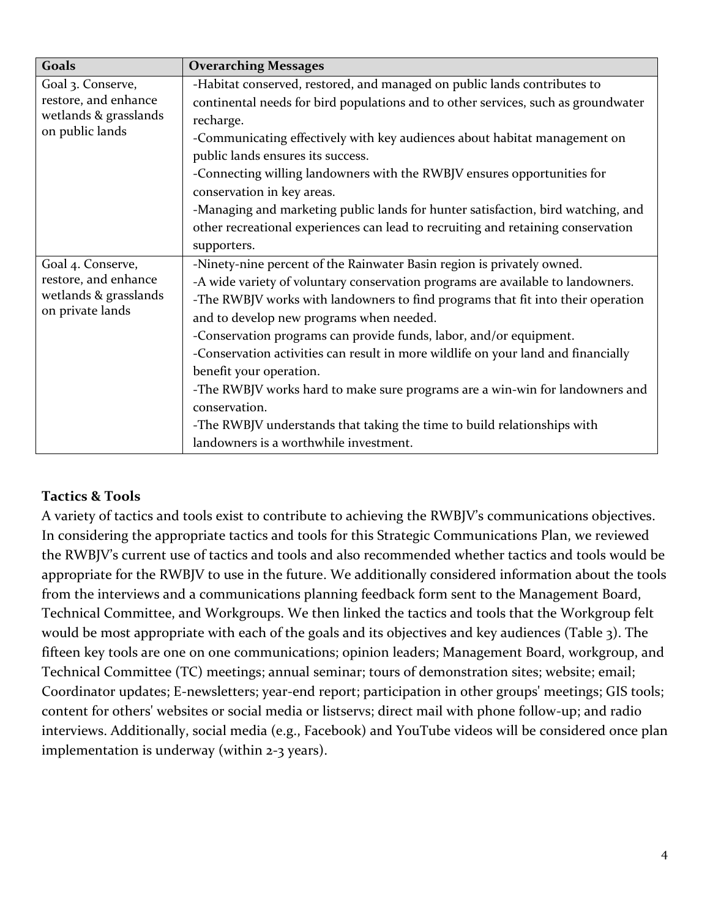| Goals | Overarching Messages |
|---|---|
| Goal 3. Conserve, restore, and enhance wetlands & grasslands on public lands | -Habitat conserved, restored, and managed on public lands contributes to continental needs for bird populations and to other services, such as groundwater recharge.<br>-Communicating effectively with key audiences about habitat management on public lands ensures its success.<br>-Connecting willing landowners with the RWBJV ensures opportunities for conservation in key areas.<br>-Managing and marketing public lands for hunter satisfaction, bird watching, and other recreational experiences can lead to recruiting and retaining conservation supporters. |
| Goal 4. Conserve, restore, and enhance wetlands & grasslands on private lands | -Ninety-nine percent of the Rainwater Basin region is privately owned.<br>-A wide variety of voluntary conservation programs are available to landowners.<br>-The RWBJV works with landowners to find programs that fit into their operation and to develop new programs when needed.<br>-Conservation programs can provide funds, labor, and/or equipment.<br>-Conservation activities can result in more wildlife on your land and financially benefit your operation.<br>-The RWBJV works hard to make sure programs are a win-win for landowners and conservation.<br>-The RWBJV understands that taking the time to build relationships with landowners is a worthwhile investment. |

**Tactics & Tools**

A variety of tactics and tools exist to contribute to achieving the RWBJV's communications objectives. In considering the appropriate tactics and tools for this Strategic Communications Plan, we reviewed the RWBJV's current use of tactics and tools and also recommended whether tactics and tools would be appropriate for the RWBJV to use in the future. We additionally considered information about the tools from the interviews and a communications planning feedback form sent to the Management Board, Technical Committee, and Workgroups. We then linked the tactics and tools that the Workgroup felt would be most appropriate with each of the goals and its objectives and key audiences (Table 3). The fifteen key tools are one on one communications; opinion leaders; Management Board, workgroup, and Technical Committee (TC) meetings; annual seminar; tours of demonstration sites; website; email; Coordinator updates; E-newsletters; year-end report; participation in other groups' meetings; GIS tools; content for others' websites or social media or listservs; direct mail with phone follow-up; and radio interviews. Additionally, social media (e.g., Facebook) and YouTube videos will be considered once plan implementation is underway (within 2-3 years).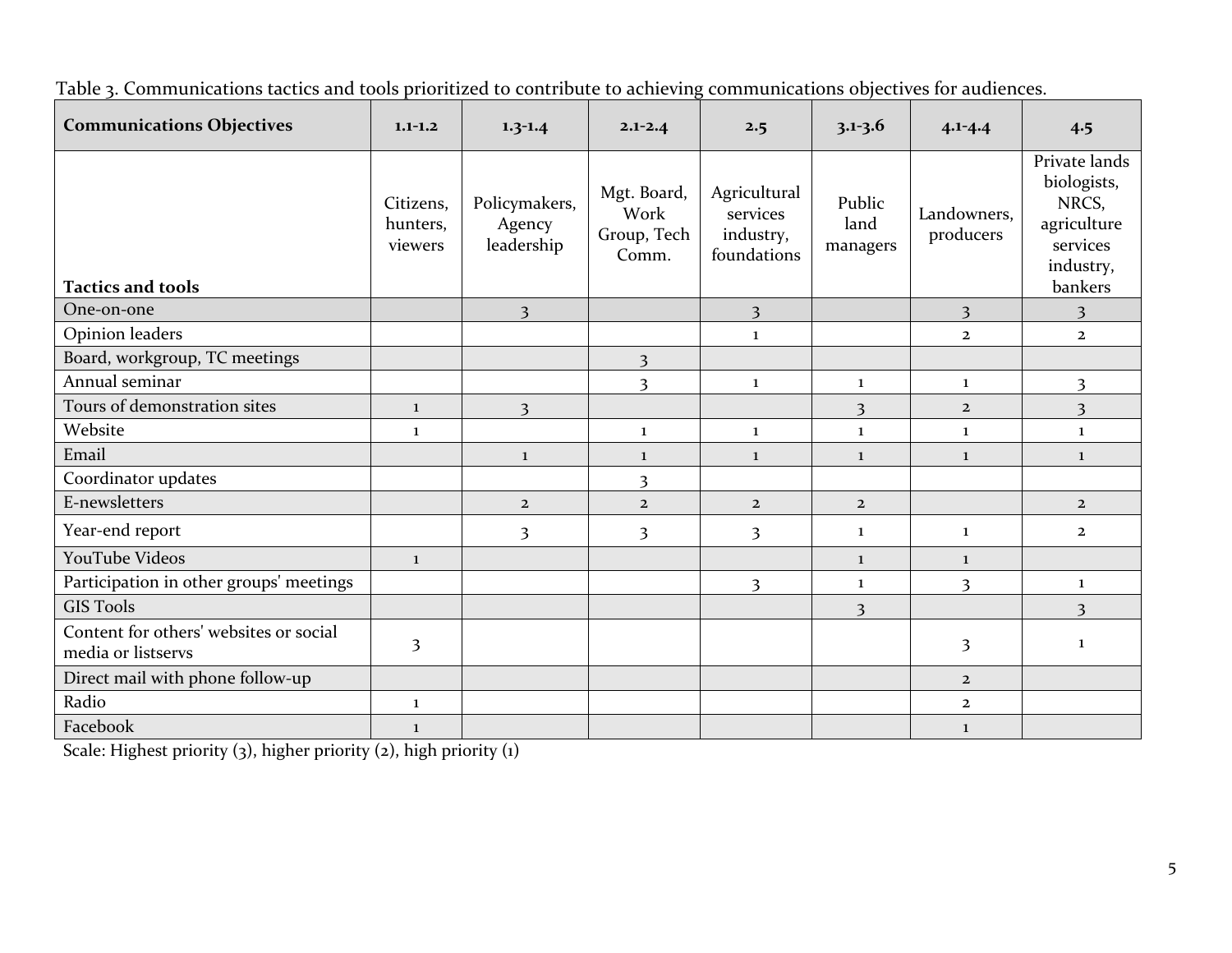Table 3. Communications tactics and tools prioritized to contribute to achieving communications objectives for audiences.

| **Communications Objectives** | **1.1-1.2** | **1.3-1.4** | **2.1-2.4** | **2.5** | **3.1-3.6** | **4.1-4.4** | **4.5** |
|---|---|---|---|---|---|---|---|
| **Tactics and tools** | Citizens, hunters, viewers | Policymakers, Agency leadership | Mgt. Board, Work Group, Tech Comm. | Agricultural services industry, foundations | Public land managers | Landowners, producers | Private lands biologists, NRCS, agriculture services industry, bankers |
| One-on-one | | 3 | | 3 | | 3 | 3 |
| Opinion leaders | | | | 1 | | 2 | 2 |
| Board, workgroup, TC meetings | | | 3 | | | | |
| Annual seminar | | | 3 | 1 | 1 | 1 | 3 |
| Tours of demonstration sites | 1 | 3 | | | 3 | 2 | 3 |
| Website | 1 | | 1 | 1 | 1 | 1 | 1 |
| Email | | 1 | 1 | 1 | 1 | 1 | 1 |
| Coordinator updates | | | 3 | | | | |
| E-newsletters | | 2 | 2 | 2 | 2 | | 2 |
| Year-end report | | 3 | 3 | 3 | 1 | 1 | 2 |
| YouTube Videos | 1 | | | | 1 | 1 | |
| Participation in other groups' meetings | | | | 3 | 1 | 3 | 1 |
| GIS Tools | | | | | 3 | | 3 |
| Content for others' websites or social media or listservs | 3 | | | | | 3 | 1 |
| Direct mail with phone follow-up | | | | | | 2 | |
| Radio | 1 | | | | | 2 | |
| Facebook | 1 | | | | | 1 | |

Scale: Highest priority (3), higher priority (2), high priority (1)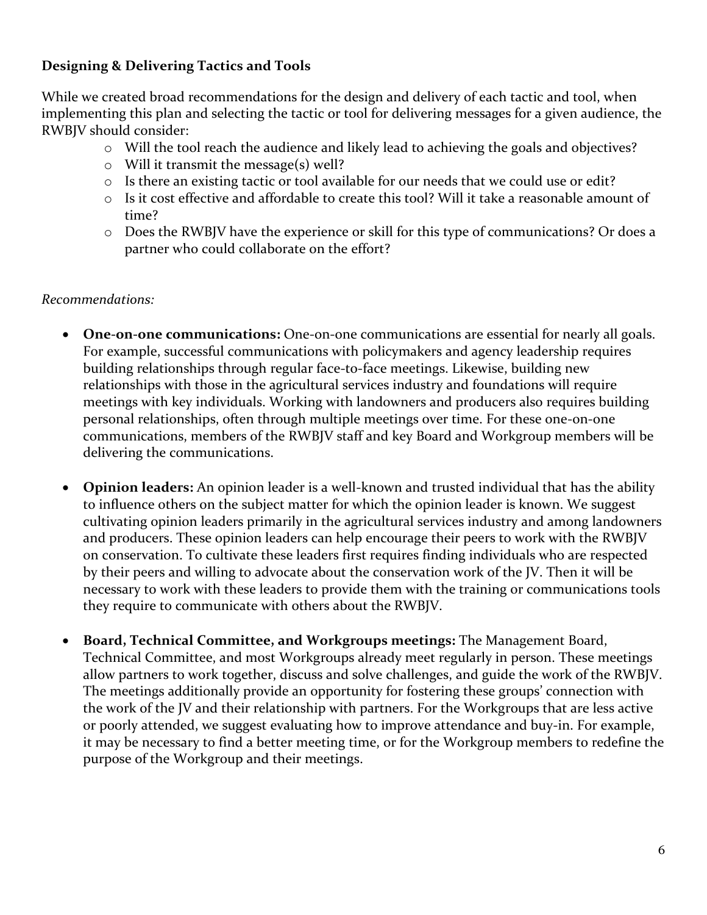**Designing & Delivering Tactics and Tools**

While we created broad recommendations for the design and delivery of each tactic and tool, when implementing this plan and selecting the tactic or tool for delivering messages for a given audience, the RWBJV should consider:

- Will the tool reach the audience and likely lead to achieving the goals and objectives?
- Will it transmit the message(s) well?
- Is there an existing tactic or tool available for our needs that we could use or edit?
- Is it cost effective and affordable to create this tool? Will it take a reasonable amount of time?
- Does the RWBJV have the experience or skill for this type of communications? Or does a partner who could collaborate on the effort?

*Recommendations:*

- **One-on-one communications:** One-on-one communications are essential for nearly all goals. For example, successful communications with policymakers and agency leadership requires building relationships through regular face-to-face meetings. Likewise, building new relationships with those in the agricultural services industry and foundations will require meetings with key individuals. Working with landowners and producers also requires building personal relationships, often through multiple meetings over time. For these one-on-one communications, members of the RWBJV staff and key Board and Workgroup members will be delivering the communications.

- **Opinion leaders:** An opinion leader is a well-known and trusted individual that has the ability to influence others on the subject matter for which the opinion leader is known. We suggest cultivating opinion leaders primarily in the agricultural services industry and among landowners and producers. These opinion leaders can help encourage their peers to work with the RWBJV on conservation. To cultivate these leaders first requires finding individuals who are respected by their peers and willing to advocate about the conservation work of the JV. Then it will be necessary to work with these leaders to provide them with the training or communications tools they require to communicate with others about the RWBJV.

- **Board, Technical Committee, and Workgroups meetings:** The Management Board, Technical Committee, and most Workgroups already meet regularly in person. These meetings allow partners to work together, discuss and solve challenges, and guide the work of the RWBJV. The meetings additionally provide an opportunity for fostering these groups' connection with the work of the JV and their relationship with partners. For the Workgroups that are less active or poorly attended, we suggest evaluating how to improve attendance and buy-in. For example, it may be necessary to find a better meeting time, or for the Workgroup members to redefine the purpose of the Workgroup and their meetings.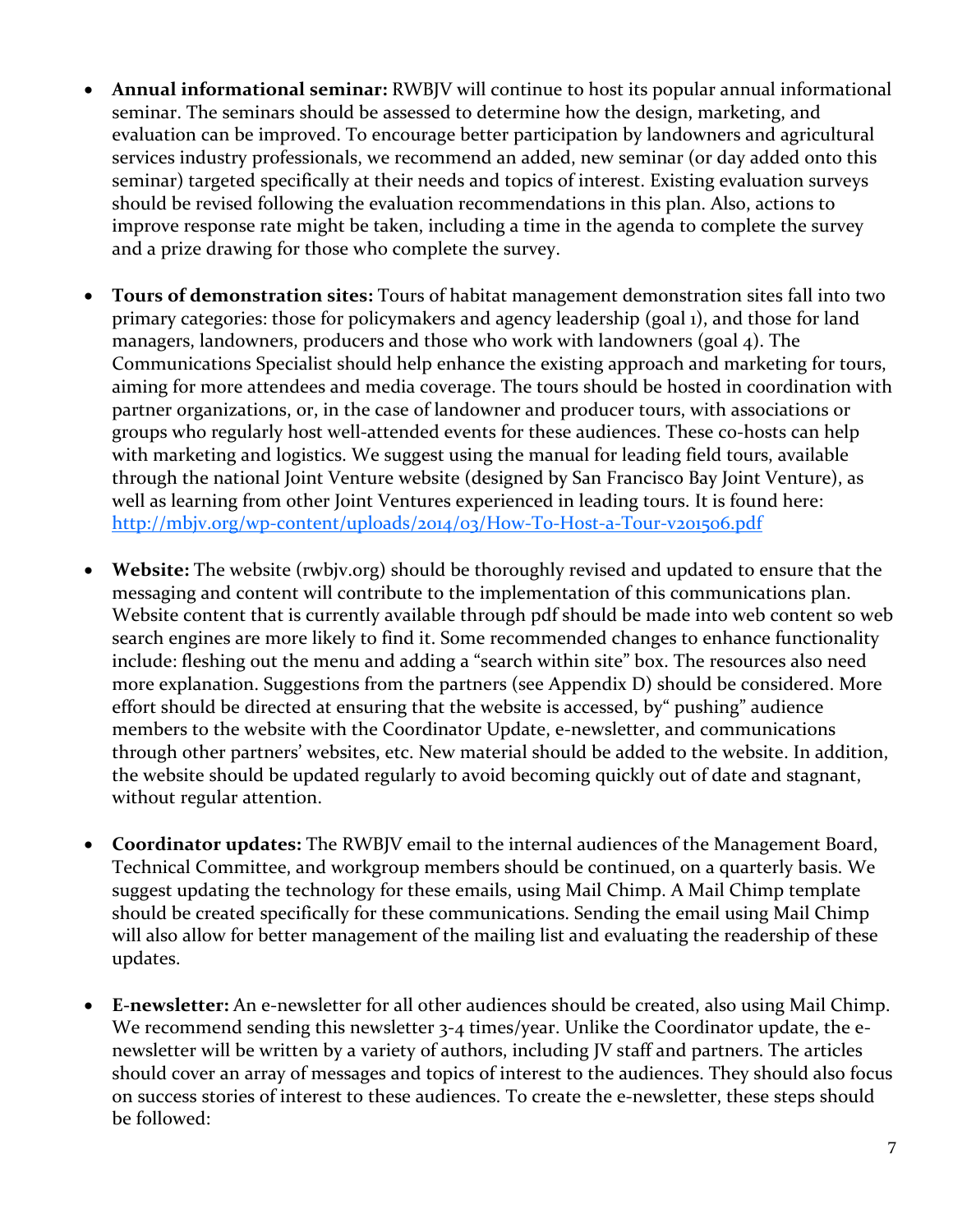- **Annual informational seminar:** RWBJV will continue to host its popular annual informational seminar. The seminars should be assessed to determine how the design, marketing, and evaluation can be improved. To encourage better participation by landowners and agricultural services industry professionals, we recommend an added, new seminar (or day added onto this seminar) targeted specifically at their needs and topics of interest. Existing evaluation surveys should be revised following the evaluation recommendations in this plan. Also, actions to improve response rate might be taken, including a time in the agenda to complete the survey and a prize drawing for those who complete the survey.

- **Tours of demonstration sites:** Tours of habitat management demonstration sites fall into two primary categories: those for policymakers and agency leadership (goal 1), and those for land managers, landowners, producers and those who work with landowners (goal 4). The Communications Specialist should help enhance the existing approach and marketing for tours, aiming for more attendees and media coverage. The tours should be hosted in coordination with partner organizations, or, in the case of landowner and producer tours, with associations or groups who regularly host well-attended events for these audiences. These co-hosts can help with marketing and logistics. We suggest using the manual for leading field tours, available through the national Joint Venture website (designed by San Francisco Bay Joint Venture), as well as learning from other Joint Ventures experienced in leading tours. It is found here: [http://mbjv.org/wp-content/uploads/2014/03/How-To-Host-a-Tour-v201506.pdf](http://mbjv.org/wp-content/uploads/2014/03/How-To-Host-a-Tour-v201506.pdf)

- **Website:** The website (rwbjv.org) should be thoroughly revised and updated to ensure that the messaging and content will contribute to the implementation of this communications plan. Website content that is currently available through pdf should be made into web content so web search engines are more likely to find it. Some recommended changes to enhance functionality include: fleshing out the menu and adding a "search within site" box. The resources also need more explanation. Suggestions from the partners (see Appendix D) should be considered. More effort should be directed at ensuring that the website is accessed, by" pushing" audience members to the website with the Coordinator Update, e-newsletter, and communications through other partners' websites, etc. New material should be added to the website. In addition, the website should be updated regularly to avoid becoming quickly out of date and stagnant, without regular attention.

- **Coordinator updates:** The RWBJV email to the internal audiences of the Management Board, Technical Committee, and workgroup members should be continued, on a quarterly basis. We suggest updating the technology for these emails, using Mail Chimp. A Mail Chimp template should be created specifically for these communications. Sending the email using Mail Chimp will also allow for better management of the mailing list and evaluating the readership of these updates.

- **E-newsletter:** An e-newsletter for all other audiences should be created, also using Mail Chimp. We recommend sending this newsletter 3-4 times/year. Unlike the Coordinator update, the e-newsletter will be written by a variety of authors, including JV staff and partners. The articles should cover an array of messages and topics of interest to the audiences. They should also focus on success stories of interest to these audiences. To create the e-newsletter, these steps should be followed: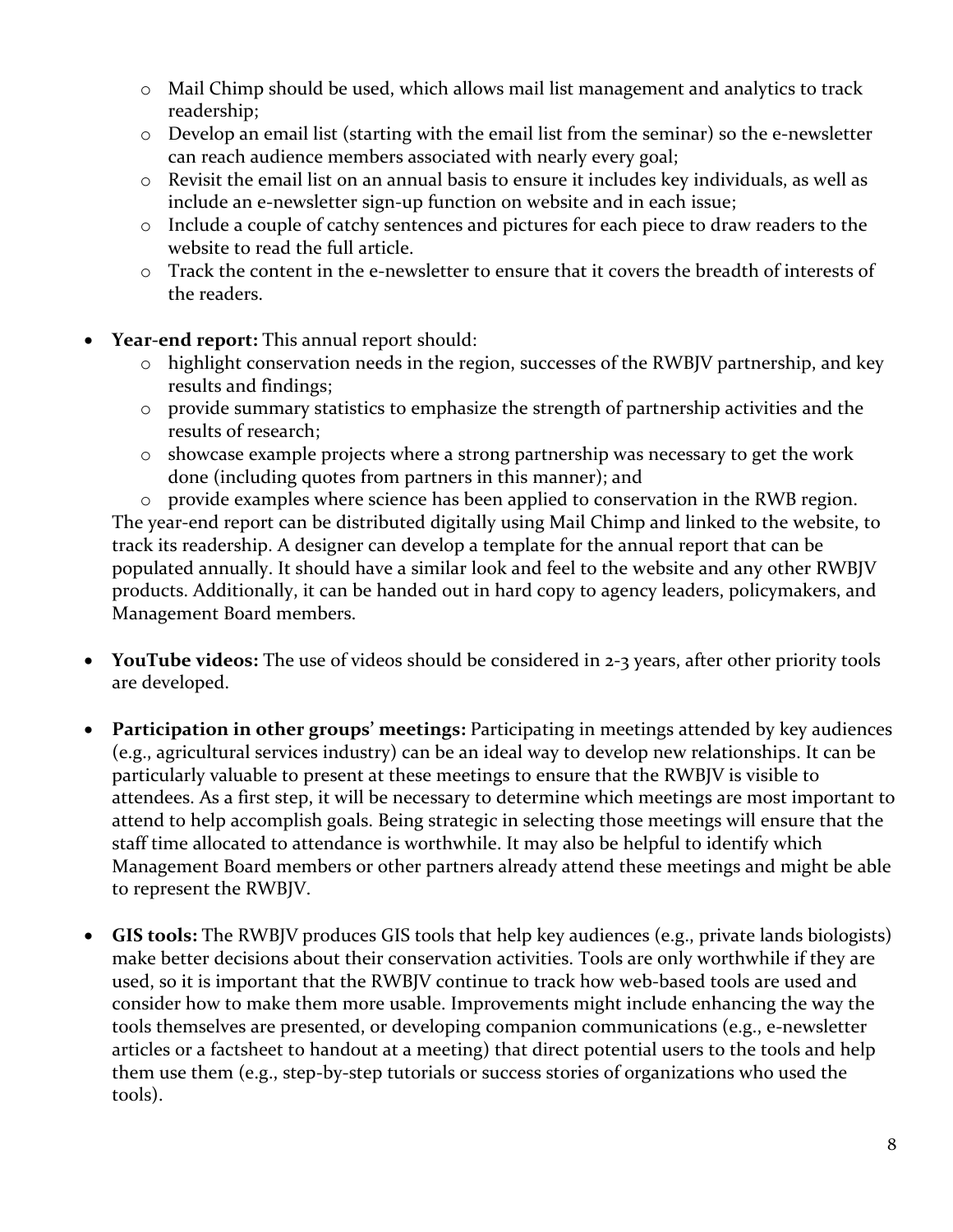- Mail Chimp should be used, which allows mail list management and analytics to track readership;
  - Develop an email list (starting with the email list from the seminar) so the e-newsletter can reach audience members associated with nearly every goal;
  - Revisit the email list on an annual basis to ensure it includes key individuals, as well as include an e-newsletter sign-up function on website and in each issue;
  - Include a couple of catchy sentences and pictures for each piece to draw readers to the website to read the full article.
  - Track the content in the e-newsletter to ensure that it covers the breadth of interests of the readers.

- **Year-end report:** This annual report should:
  - highlight conservation needs in the region, successes of the RWBJV partnership, and key results and findings;
  - provide summary statistics to emphasize the strength of partnership activities and the results of research;
  - showcase example projects where a strong partnership was necessary to get the work done (including quotes from partners in this manner); and
  - provide examples where science has been applied to conservation in the RWB region.

  The year-end report can be distributed digitally using Mail Chimp and linked to the website, to track its readership. A designer can develop a template for the annual report that can be populated annually. It should have a similar look and feel to the website and any other RWBJV products. Additionally, it can be handed out in hard copy to agency leaders, policymakers, and Management Board members.

- **YouTube videos:** The use of videos should be considered in 2-3 years, after other priority tools are developed.

- **Participation in other groups' meetings:** Participating in meetings attended by key audiences (e.g., agricultural services industry) can be an ideal way to develop new relationships. It can be particularly valuable to present at these meetings to ensure that the RWBJV is visible to attendees. As a first step, it will be necessary to determine which meetings are most important to attend to help accomplish goals. Being strategic in selecting those meetings will ensure that the staff time allocated to attendance is worthwhile. It may also be helpful to identify which Management Board members or other partners already attend these meetings and might be able to represent the RWBJV.

- **GIS tools:** The RWBJV produces GIS tools that help key audiences (e.g., private lands biologists) make better decisions about their conservation activities. Tools are only worthwhile if they are used, so it is important that the RWBJV continue to track how web-based tools are used and consider how to make them more usable. Improvements might include enhancing the way the tools themselves are presented, or developing companion communications (e.g., e-newsletter articles or a factsheet to handout at a meeting) that direct potential users to the tools and help them use them (e.g., step-by-step tutorials or success stories of organizations who used the tools).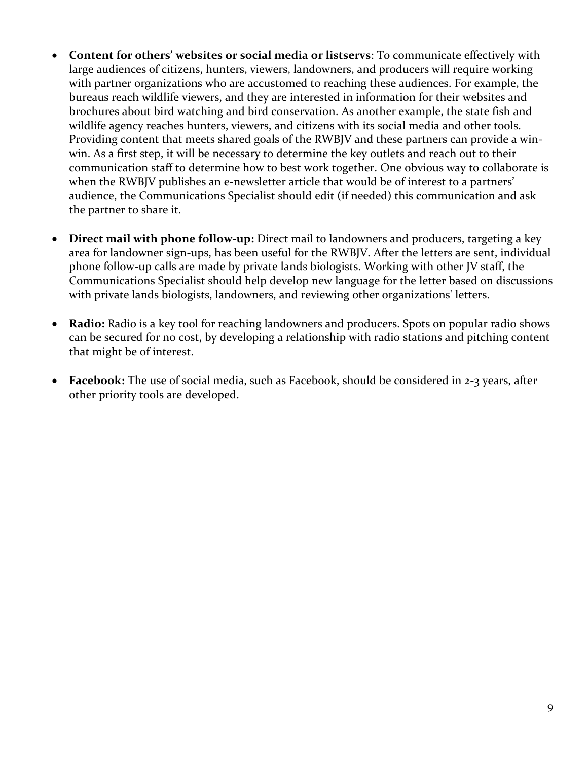- **Content for others' websites or social media or listservs**: To communicate effectively with large audiences of citizens, hunters, viewers, landowners, and producers will require working with partner organizations who are accustomed to reaching these audiences. For example, the bureaus reach wildlife viewers, and they are interested in information for their websites and brochures about bird watching and bird conservation. As another example, the state fish and wildlife agency reaches hunters, viewers, and citizens with its social media and other tools. Providing content that meets shared goals of the RWBJV and these partners can provide a win-win. As a first step, it will be necessary to determine the key outlets and reach out to their communication staff to determine how to best work together. One obvious way to collaborate is when the RWBJV publishes an e-newsletter article that would be of interest to a partners' audience, the Communications Specialist should edit (if needed) this communication and ask the partner to share it.

- **Direct mail with phone follow-up:** Direct mail to landowners and producers, targeting a key area for landowner sign-ups, has been useful for the RWBJV. After the letters are sent, individual phone follow-up calls are made by private lands biologists. Working with other JV staff, the Communications Specialist should help develop new language for the letter based on discussions with private lands biologists, landowners, and reviewing other organizations' letters.

- **Radio:** Radio is a key tool for reaching landowners and producers. Spots on popular radio shows can be secured for no cost, by developing a relationship with radio stations and pitching content that might be of interest.

- **Facebook:** The use of social media, such as Facebook, should be considered in 2-3 years, after other priority tools are developed.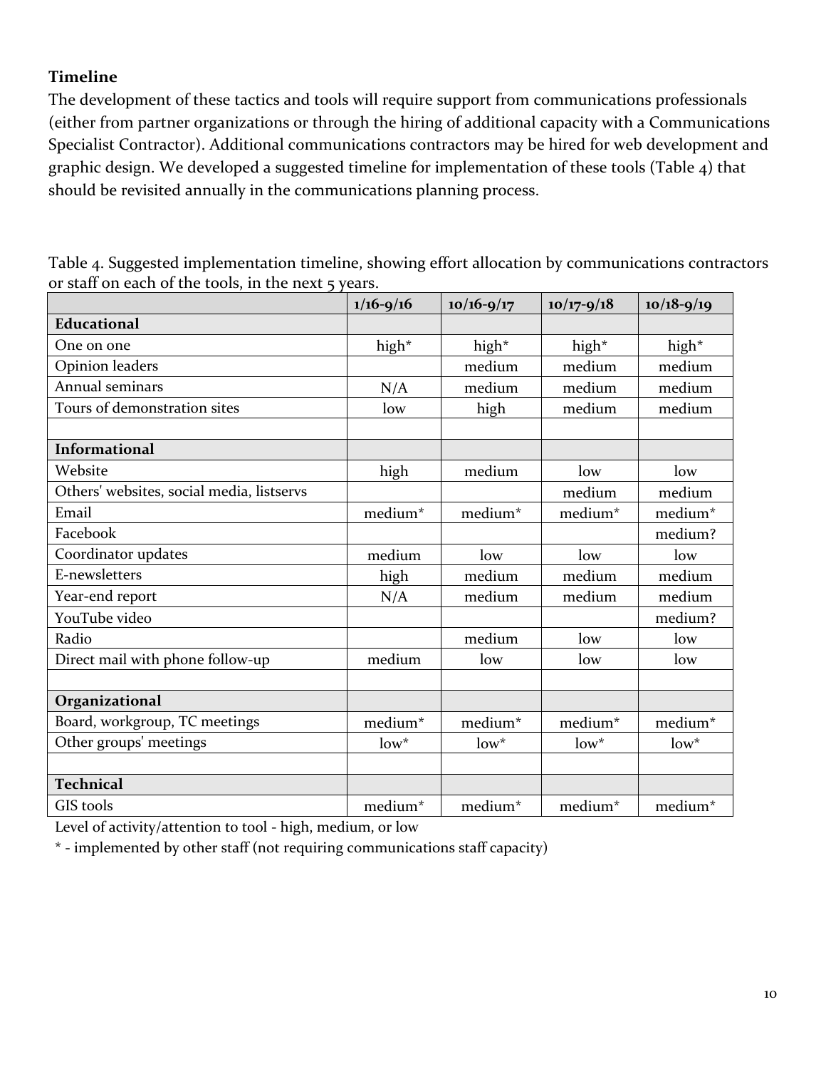## Timeline

The development of these tactics and tools will require support from communications professionals (either from partner organizations or through the hiring of additional capacity with a Communications Specialist Contractor). Additional communications contractors may be hired for web development and graphic design. We developed a suggested timeline for implementation of these tools (Table 4) that should be revisited annually in the communications planning process.

Table 4. Suggested implementation timeline, showing effort allocation by communications contractors or staff on each of the tools, in the next 5 years.

| | 1/16-9/16 | 10/16-9/17 | 10/17-9/18 | 10/18-9/19 |
|---|---|---|---|---|
| **Educational** | | | | |
| One on one | high* | high* | high* | high* |
| Opinion leaders | | medium | medium | medium |
| Annual seminars | N/A | medium | medium | medium |
| Tours of demonstration sites | low | high | medium | medium |
| | | | | |
| **Informational** | | | | |
| Website | high | medium | low | low |
| Others' websites, social media, listservs | | | medium | medium |
| Email | medium* | medium* | medium* | medium* |
| Facebook | | | | medium? |
| Coordinator updates | medium | low | low | low |
| E-newsletters | high | medium | medium | medium |
| Year-end report | N/A | medium | medium | medium |
| YouTube video | | | | medium? |
| Radio | | medium | low | low |
| Direct mail with phone follow-up | medium | low | low | low |
| | | | | |
| **Organizational** | | | | |
| Board, workgroup, TC meetings | medium* | medium* | medium* | medium* |
| Other groups' meetings | low* | low* | low* | low* |
| | | | | |
| **Technical** | | | | |
| GIS tools | medium* | medium* | medium* | medium* |

Level of activity/attention to tool - high, medium, or low

* - implemented by other staff (not requiring communications staff capacity)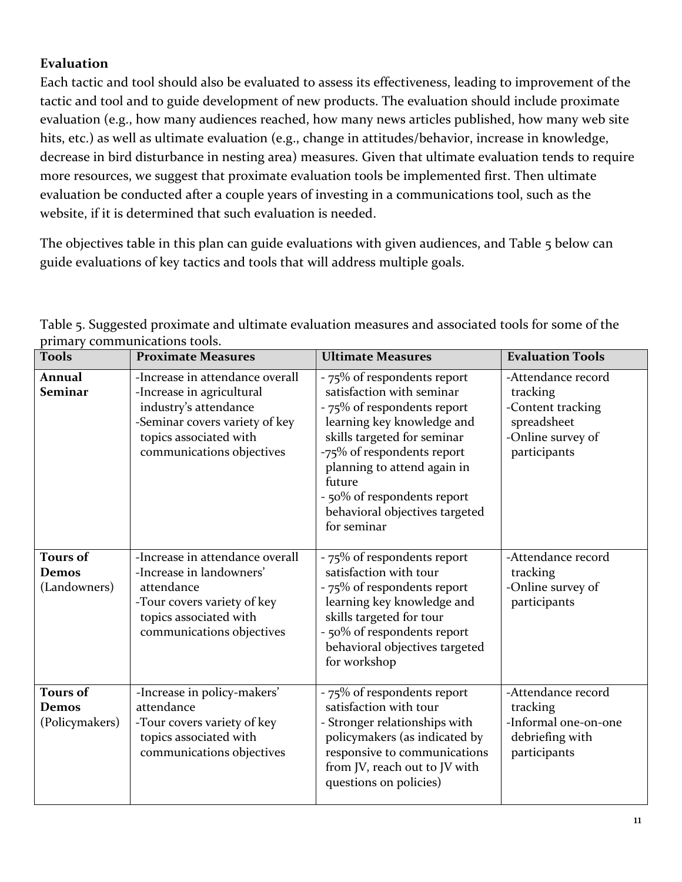**Evaluation**

Each tactic and tool should also be evaluated to assess its effectiveness, leading to improvement of the tactic and tool and to guide development of new products. The evaluation should include proximate evaluation (e.g., how many audiences reached, how many news articles published, how many web site hits, etc.) as well as ultimate evaluation (e.g., change in attitudes/behavior, increase in knowledge, decrease in bird disturbance in nesting area) measures. Given that ultimate evaluation tends to require more resources, we suggest that proximate evaluation tools be implemented first. Then ultimate evaluation be conducted after a couple years of investing in a communications tool, such as the website, if it is determined that such evaluation is needed.

The objectives table in this plan can guide evaluations with given audiences, and Table 5 below can guide evaluations of key tactics and tools that will address multiple goals.

Table 5. Suggested proximate and ultimate evaluation measures and associated tools for some of the primary communications tools.

| Tools | Proximate Measures | Ultimate Measures | Evaluation Tools |
| --- | --- | --- | --- |
| **Annual Seminar** | -Increase in attendance overall<br>-Increase in agricultural industry's attendance<br>-Seminar covers variety of key topics associated with communications objectives | - 75% of respondents report satisfaction with seminar<br>- 75% of respondents report learning key knowledge and skills targeted for seminar<br>-75% of respondents report planning to attend again in future<br>- 50% of respondents report behavioral objectives targeted for seminar | -Attendance record tracking<br>-Content tracking spreadsheet<br>-Online survey of participants |
| **Tours of Demos** (Landowners) | -Increase in attendance overall<br>-Increase in landowners' attendance<br>-Tour covers variety of key topics associated with communications objectives | - 75% of respondents report satisfaction with tour<br>- 75% of respondents report learning key knowledge and skills targeted for tour<br>- 50% of respondents report behavioral objectives targeted for workshop | -Attendance record tracking<br>-Online survey of participants |
| **Tours of Demos** (Policymakers) | -Increase in policy-makers' attendance<br>-Tour covers variety of key topics associated with communications objectives | - 75% of respondents report satisfaction with tour<br>- Stronger relationships with policymakers (as indicated by responsive to communications from JV, reach out to JV with questions on policies) | -Attendance record tracking<br>-Informal one-on-one debriefing with participants |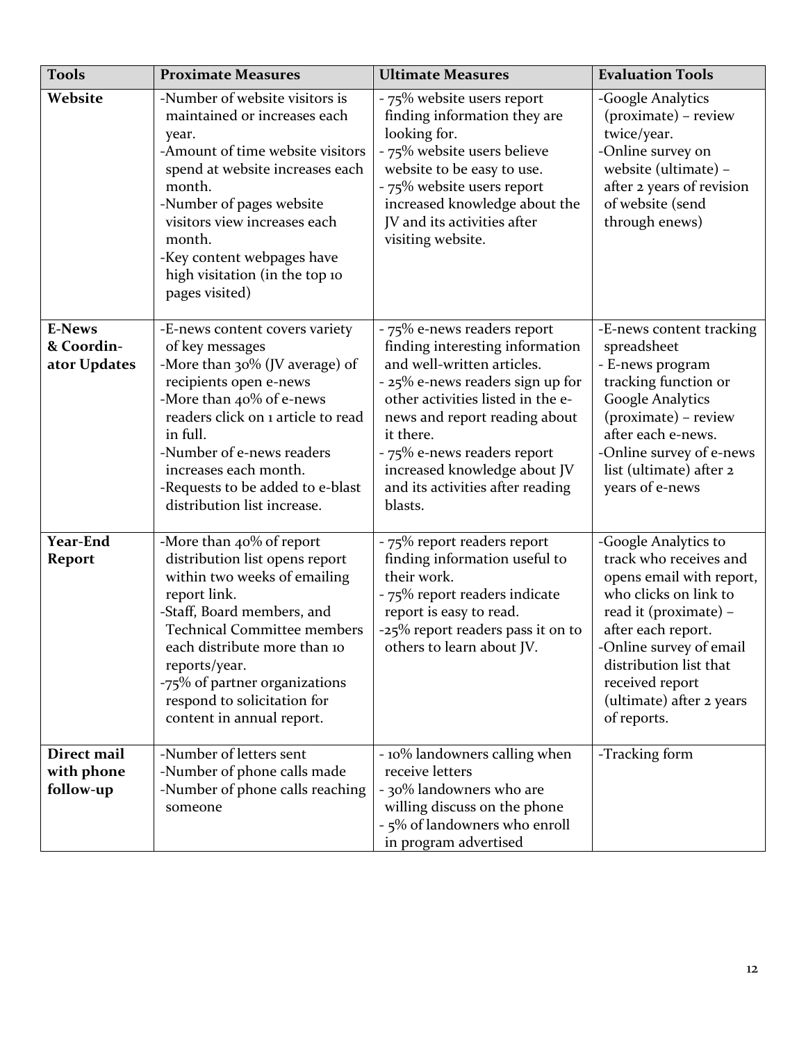| Tools | Proximate Measures | Ultimate Measures | Evaluation Tools |
|---|---|---|---|
| **Website** | -Number of website visitors is maintained or increases each year.<br>-Amount of time website visitors spend at website increases each month.<br>-Number of pages website visitors view increases each month.<br>-Key content webpages have high visitation (in the top 10 pages visited) | - 75% website users report finding information they are looking for.<br>- 75% website users believe website to be easy to use.<br>- 75% website users report increased knowledge about the JV and its activities after visiting website. | -Google Analytics (proximate) – review twice/year.<br>-Online survey on website (ultimate) – after 2 years of revision of website (send through enews) |
| **E-News & Coordinator Updates** | -E-news content covers variety of key messages<br>-More than 30% (JV average) of recipients open e-news<br>-More than 40% of e-news readers click on 1 article to read in full.<br>-Number of e-news readers increases each month.<br>-Requests to be added to e-blast distribution list increase. | - 75% e-news readers report finding interesting information and well-written articles.<br>- 25% e-news readers sign up for other activities listed in the e-news and report reading about it there.<br>- 75% e-news readers report increased knowledge about JV and its activities after reading blasts. | -E-news content tracking spreadsheet<br>- E-news program tracking function or Google Analytics (proximate) – review after each e-news.<br>-Online survey of e-news list (ultimate) after 2 years of e-news |
| **Year-End Report** | -More than 40% of report distribution list opens report within two weeks of emailing report link.<br>-Staff, Board members, and Technical Committee members each distribute more than 10 reports/year.<br>-75% of partner organizations respond to solicitation for content in annual report. | - 75% report readers report finding information useful to their work.<br>- 75% report readers indicate report is easy to read.<br>-25% report readers pass it on to others to learn about JV. | -Google Analytics to track who receives and opens email with report, who clicks on link to read it (proximate) – after each report.<br>-Online survey of email distribution list that received report (ultimate) after 2 years of reports. |
| **Direct mail with phone follow-up** | -Number of letters sent<br>-Number of phone calls made<br>-Number of phone calls reaching someone | - 10% landowners calling when receive letters<br>- 30% landowners who are willing discuss on the phone<br>- 5% of landowners who enroll in program advertised | -Tracking form |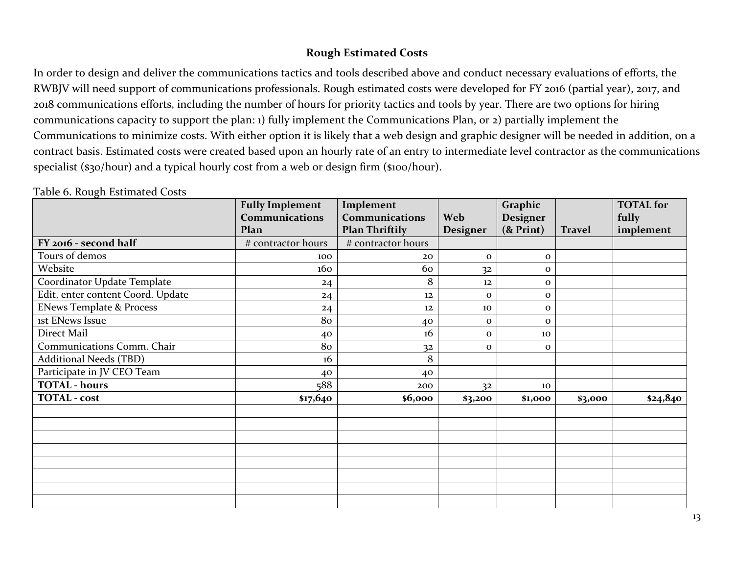## Rough Estimated Costs

In order to design and deliver the communications tactics and tools described above and conduct necessary evaluations of efforts, the RWBJV will need support of communications professionals. Rough estimated costs were developed for FY 2016 (partial year), 2017, and 2018 communications efforts, including the number of hours for priority tactics and tools by year. There are two options for hiring communications capacity to support the plan: 1) fully implement the Communications Plan, or 2) partially implement the Communications to minimize costs. With either option it is likely that a web design and graphic designer will be needed in addition, on a contract basis. Estimated costs were created based upon an hourly rate of an entry to intermediate level contractor as the communications specialist ($30/hour) and a typical hourly cost from a web or design firm ($100/hour).

Table 6. Rough Estimated Costs

| | **Fully Implement Communications Plan** | **Implement Communications Plan Thriftily** | **Web Designer** | **Graphic Designer (& Print)** | **Travel** | **TOTAL for fully implement** |
|---|---|---|---|---|---|---|
| **FY 2016 - second half** | # contractor hours | # contractor hours | | | | |
| Tours of demos | 100 | 20 | 0 | 0 | | |
| Website | 160 | 60 | 32 | 0 | | |
| Coordinator Update Template | 24 | 8 | 12 | 0 | | |
| Edit, enter content Coord. Update | 24 | 12 | 0 | 0 | | |
| ENews Template & Process | 24 | 12 | 10 | 0 | | |
| 1st ENews Issue | 80 | 40 | 0 | 0 | | |
| Direct Mail | 40 | 16 | 0 | 10 | | |
| Communications Comm. Chair | 80 | 32 | 0 | 0 | | |
| Additional Needs (TBD) | 16 | 8 | | | | |
| Participate in JV CEO Team | 40 | 40 | | | | |
| **TOTAL - hours** | 588 | 200 | 32 | 10 | | |
| **TOTAL - cost** | **$17,640** | **$6,000** | **$3,200** | **$1,000** | **$3,000** | **$24,840** |
| | | | | | | |
| | | | | | | |
| | | | | | | |
| | | | | | | |
| | | | | | | |
| | | | | | | |
| | | | | | | |
| | | | | | | |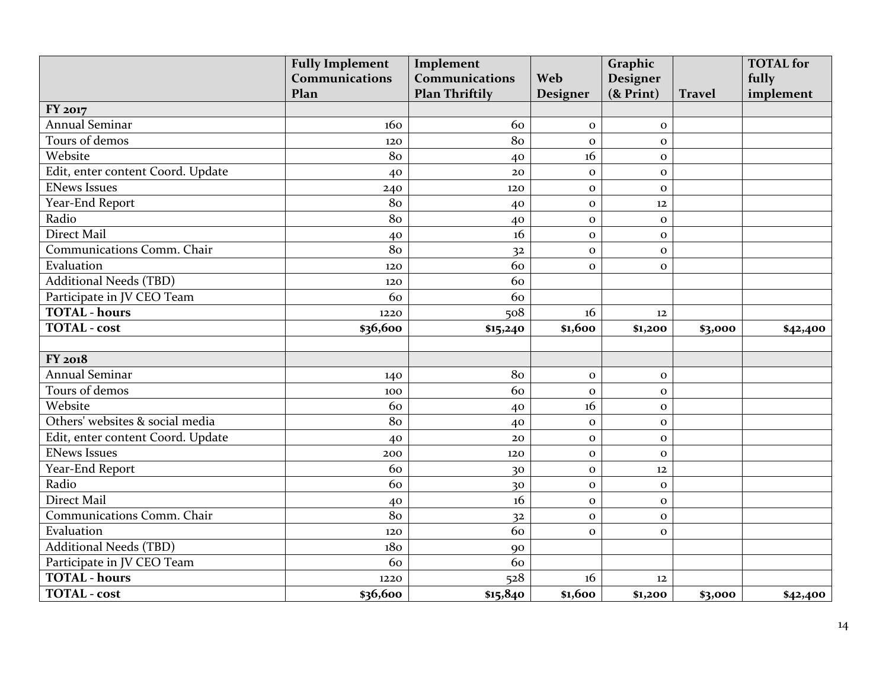| | Fully Implement Communications Plan | Implement Communications Plan Thriftily | Web Designer | Graphic Designer (& Print) | Travel | TOTAL for fully implement |
|---|---|---|---|---|---|---|
| **FY 2017** | | | | | | |
| Annual Seminar | 160 | 60 | 0 | 0 | | |
| Tours of demos | 120 | 80 | 0 | 0 | | |
| Website | 80 | 40 | 16 | 0 | | |
| Edit, enter content Coord. Update | 40 | 20 | 0 | 0 | | |
| ENews Issues | 240 | 120 | 0 | 0 | | |
| Year-End Report | 80 | 40 | 0 | 12 | | |
| Radio | 80 | 40 | 0 | 0 | | |
| Direct Mail | 40 | 16 | 0 | 0 | | |
| Communications Comm. Chair | 80 | 32 | 0 | 0 | | |
| Evaluation | 120 | 60 | 0 | 0 | | |
| Additional Needs (TBD) | 120 | 60 | | | | |
| Participate in JV CEO Team | 60 | 60 | | | | |
| **TOTAL - hours** | 1220 | 508 | 16 | 12 | | |
| **TOTAL - cost** | **$36,600** | **$15,240** | **$1,600** | **$1,200** | **$3,000** | **$42,400** |
| | | | | | | |
| **FY 2018** | | | | | | |
| Annual Seminar | 140 | 80 | 0 | 0 | | |
| Tours of demos | 100 | 60 | 0 | 0 | | |
| Website | 60 | 40 | 16 | 0 | | |
| Others' websites & social media | 80 | 40 | 0 | 0 | | |
| Edit, enter content Coord. Update | 40 | 20 | 0 | 0 | | |
| ENews Issues | 200 | 120 | 0 | 0 | | |
| Year-End Report | 60 | 30 | 0 | 12 | | |
| Radio | 60 | 30 | 0 | 0 | | |
| Direct Mail | 40 | 16 | 0 | 0 | | |
| Communications Comm. Chair | 80 | 32 | 0 | 0 | | |
| Evaluation | 120 | 60 | 0 | 0 | | |
| Additional Needs (TBD) | 180 | 90 | | | | |
| Participate in JV CEO Team | 60 | 60 | | | | |
| **TOTAL - hours** | 1220 | 528 | 16 | 12 | | |
| **TOTAL - cost** | **$36,600** | **$15,840** | **$1,600** | **$1,200** | **$3,000** | **$42,400** |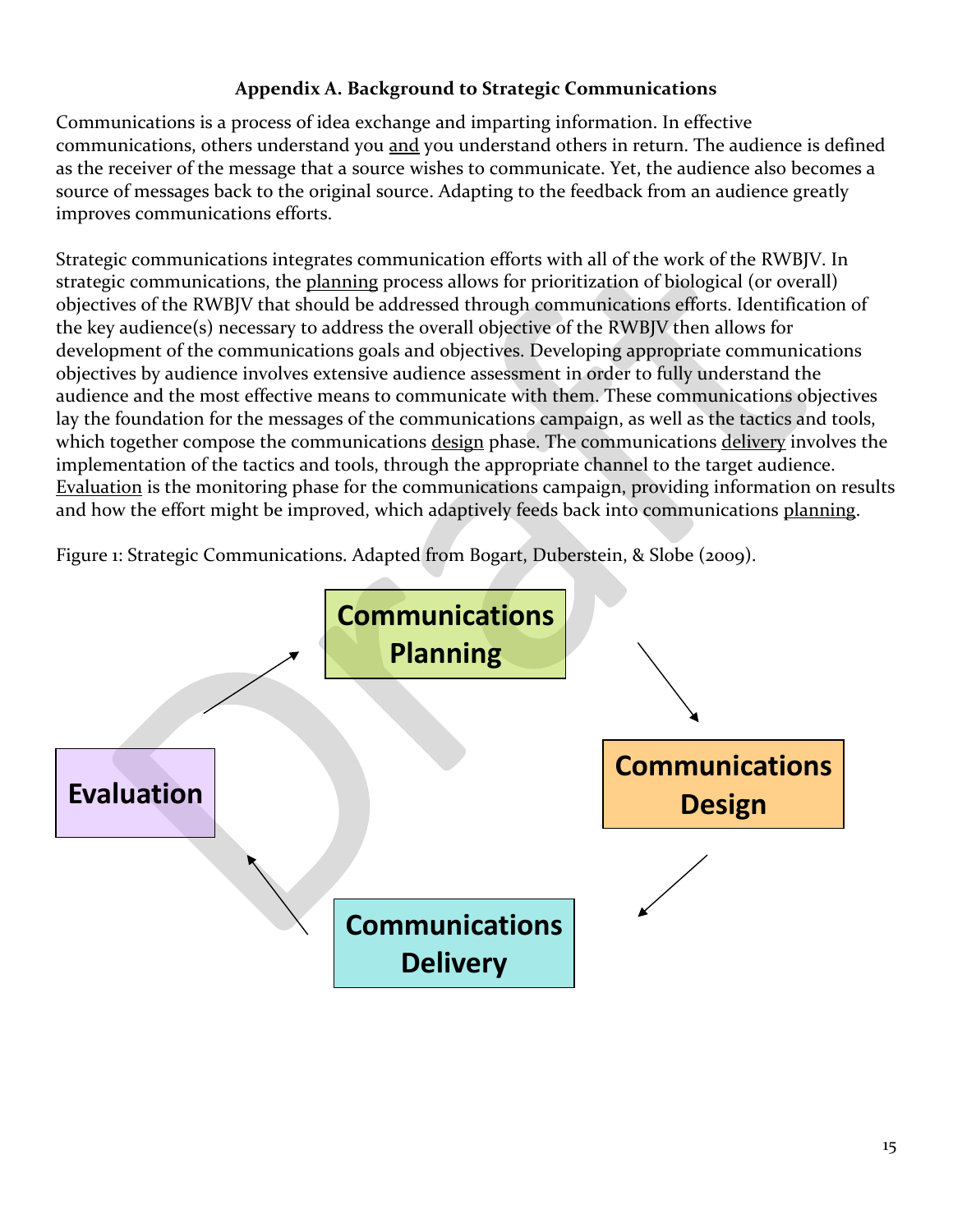### Appendix A. Background to Strategic Communications

Communications is a process of idea exchange and imparting information. In effective communications, others understand you <u>and</u> you understand others in return. The audience is defined as the receiver of the message that a source wishes to communicate. Yet, the audience also becomes a source of messages back to the original source. Adapting to the feedback from an audience greatly improves communications efforts.

Strategic communications integrates communication efforts with all of the work of the RWBJV. In strategic communications, the <u>planning</u> process allows for prioritization of biological (or overall) objectives of the RWBJV that should be addressed through communications efforts. Identification of the key audience(s) necessary to address the overall objective of the RWBJV then allows for development of the communications goals and objectives. Developing appropriate communications objectives by audience involves extensive audience assessment in order to fully understand the audience and the most effective means to communicate with them. These communications objectives lay the foundation for the messages of the communications campaign, as well as the tactics and tools, which together compose the communications <u>design</u> phase. The communications <u>delivery</u> involves the implementation of the tactics and tools, through the appropriate channel to the target audience. <u>Evaluation</u> is the monitoring phase for the communications campaign, providing information on results and how the effort might be improved, which adaptively feeds back into communications <u>planning</u>.

Figure 1: Strategic Communications. Adapted from Bogart, Duberstein, & Slobe (2009).

**Communications Planning** → **Communications Design** → **Communications Delivery** → **Evaluation** → **Communications Planning**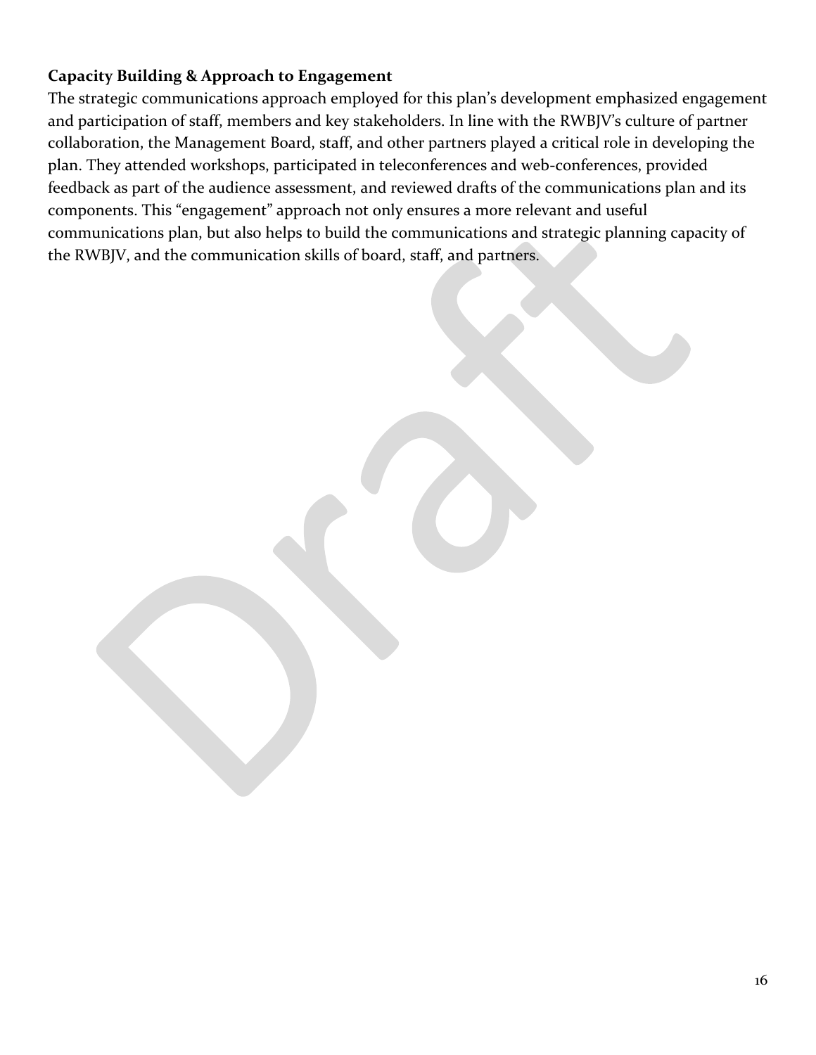**Capacity Building & Approach to Engagement**

The strategic communications approach employed for this plan's development emphasized engagement and participation of staff, members and key stakeholders. In line with the RWBJV's culture of partner collaboration, the Management Board, staff, and other partners played a critical role in developing the plan. They attended workshops, participated in teleconferences and web-conferences, provided feedback as part of the audience assessment, and reviewed drafts of the communications plan and its components. This "engagement" approach not only ensures a more relevant and useful communications plan, but also helps to build the communications and strategic planning capacity of the RWBJV, and the communication skills of board, staff, and partners.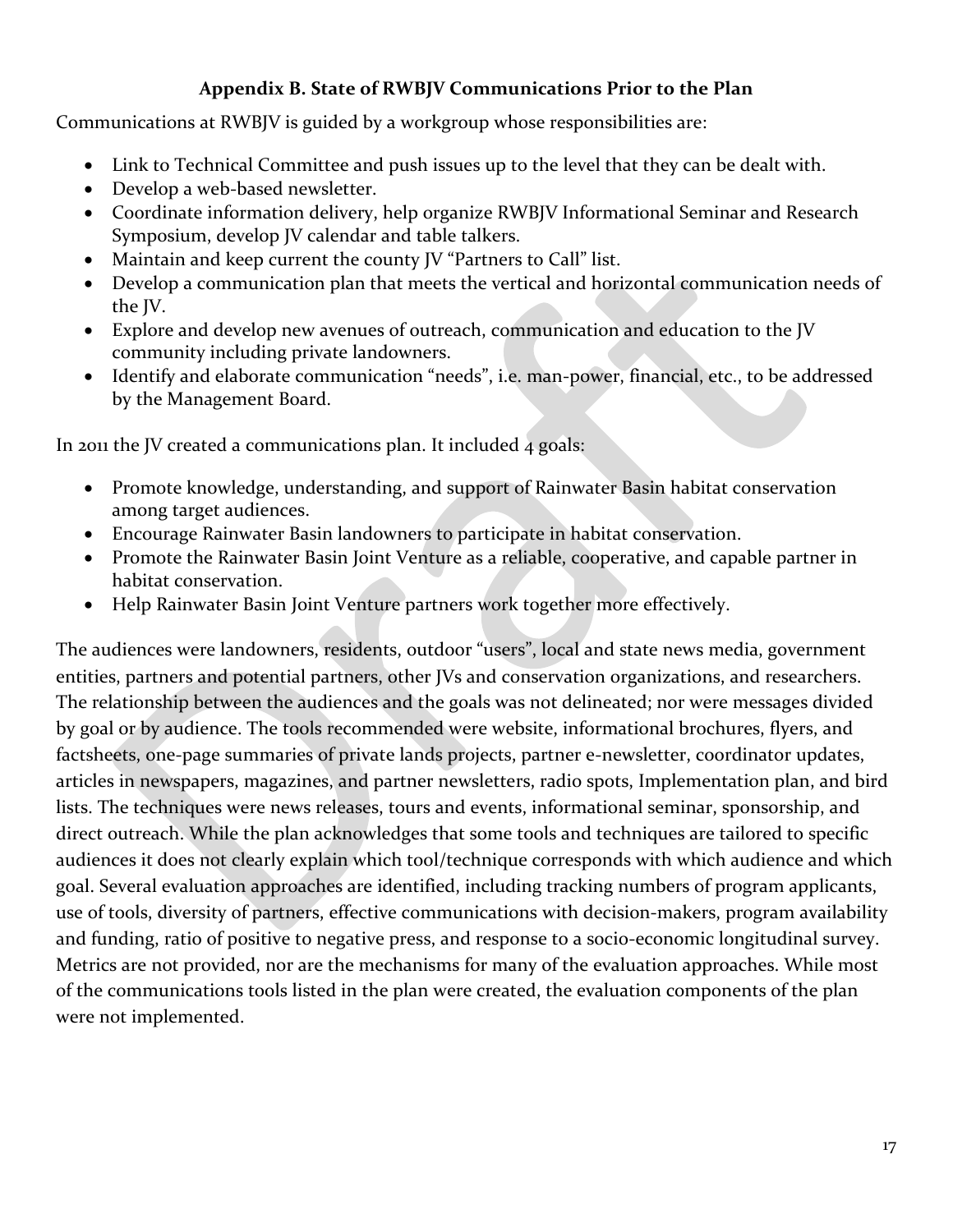## Appendix B. State of RWBJV Communications Prior to the Plan

Communications at RWBJV is guided by a workgroup whose responsibilities are:

- Link to Technical Committee and push issues up to the level that they can be dealt with.
- Develop a web-based newsletter.
- Coordinate information delivery, help organize RWBJV Informational Seminar and Research Symposium, develop JV calendar and table talkers.
- Maintain and keep current the county JV "Partners to Call" list.
- Develop a communication plan that meets the vertical and horizontal communication needs of the JV.
- Explore and develop new avenues of outreach, communication and education to the JV community including private landowners.
- Identify and elaborate communication "needs", i.e. man-power, financial, etc., to be addressed by the Management Board.

In 2011 the JV created a communications plan. It included 4 goals:

- Promote knowledge, understanding, and support of Rainwater Basin habitat conservation among target audiences.
- Encourage Rainwater Basin landowners to participate in habitat conservation.
- Promote the Rainwater Basin Joint Venture as a reliable, cooperative, and capable partner in habitat conservation.
- Help Rainwater Basin Joint Venture partners work together more effectively.

The audiences were landowners, residents, outdoor "users", local and state news media, government entities, partners and potential partners, other JVs and conservation organizations, and researchers. The relationship between the audiences and the goals was not delineated; nor were messages divided by goal or by audience. The tools recommended were website, informational brochures, flyers, and factsheets, one-page summaries of private lands projects, partner e-newsletter, coordinator updates, articles in newspapers, magazines, and partner newsletters, radio spots, Implementation plan, and bird lists. The techniques were news releases, tours and events, informational seminar, sponsorship, and direct outreach. While the plan acknowledges that some tools and techniques are tailored to specific audiences it does not clearly explain which tool/technique corresponds with which audience and which goal. Several evaluation approaches are identified, including tracking numbers of program applicants, use of tools, diversity of partners, effective communications with decision-makers, program availability and funding, ratio of positive to negative press, and response to a socio-economic longitudinal survey. Metrics are not provided, nor are the mechanisms for many of the evaluation approaches. While most of the communications tools listed in the plan were created, the evaluation components of the plan were not implemented.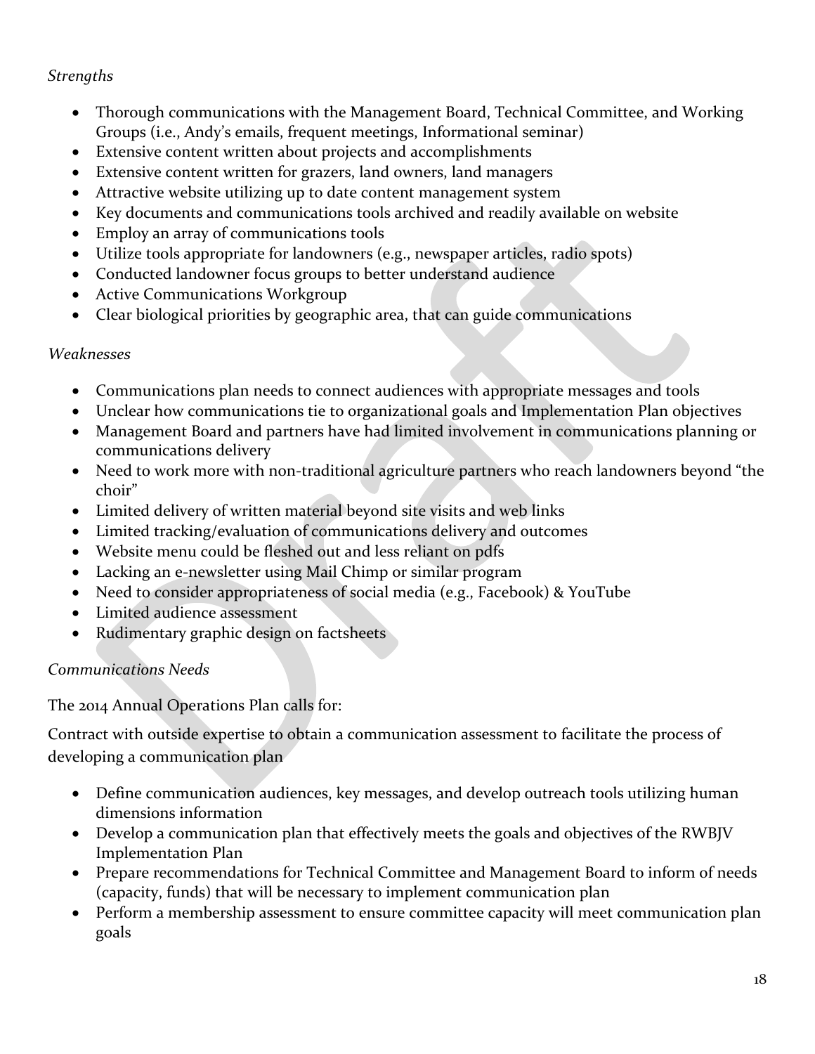*Strengths*

- Thorough communications with the Management Board, Technical Committee, and Working Groups (i.e., Andy's emails, frequent meetings, Informational seminar)
- Extensive content written about projects and accomplishments
- Extensive content written for grazers, land owners, land managers
- Attractive website utilizing up to date content management system
- Key documents and communications tools archived and readily available on website
- Employ an array of communications tools
- Utilize tools appropriate for landowners (e.g., newspaper articles, radio spots)
- Conducted landowner focus groups to better understand audience
- Active Communications Workgroup
- Clear biological priorities by geographic area, that can guide communications

*Weaknesses*

- Communications plan needs to connect audiences with appropriate messages and tools
- Unclear how communications tie to organizational goals and Implementation Plan objectives
- Management Board and partners have had limited involvement in communications planning or communications delivery
- Need to work more with non-traditional agriculture partners who reach landowners beyond "the choir"
- Limited delivery of written material beyond site visits and web links
- Limited tracking/evaluation of communications delivery and outcomes
- Website menu could be fleshed out and less reliant on pdfs
- Lacking an e-newsletter using Mail Chimp or similar program
- Need to consider appropriateness of social media (e.g., Facebook) & YouTube
- Limited audience assessment
- Rudimentary graphic design on factsheets

*Communications Needs*

The 2014 Annual Operations Plan calls for:

Contract with outside expertise to obtain a communication assessment to facilitate the process of developing a communication plan

- Define communication audiences, key messages, and develop outreach tools utilizing human dimensions information
- Develop a communication plan that effectively meets the goals and objectives of the RWBJV Implementation Plan
- Prepare recommendations for Technical Committee and Management Board to inform of needs (capacity, funds) that will be necessary to implement communication plan
- Perform a membership assessment to ensure committee capacity will meet communication plan goals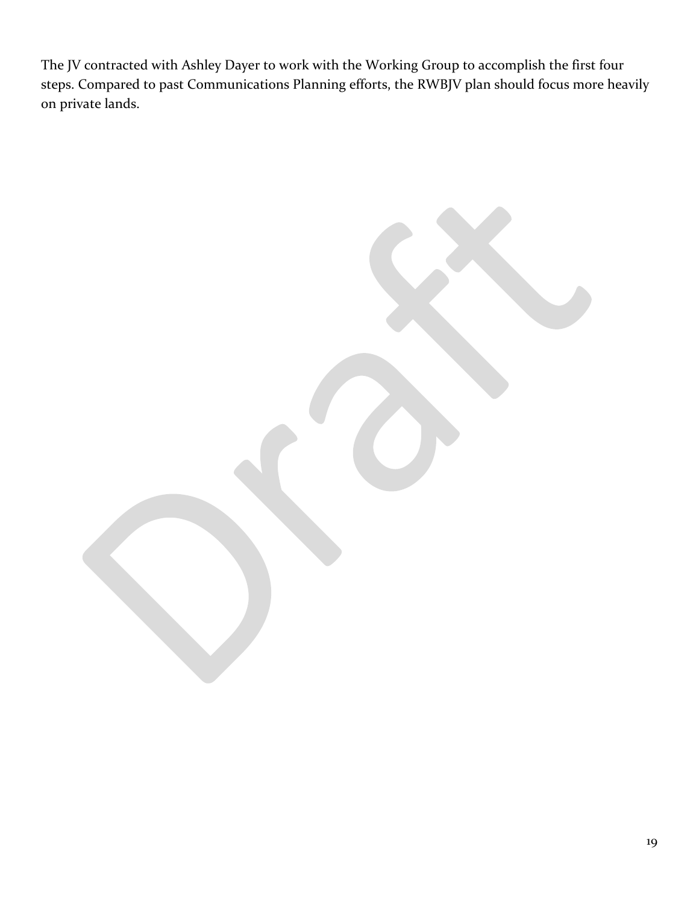The JV contracted with Ashley Dayer to work with the Working Group to accomplish the first four steps. Compared to past Communications Planning efforts, the RWBJV plan should focus more heavily on private lands.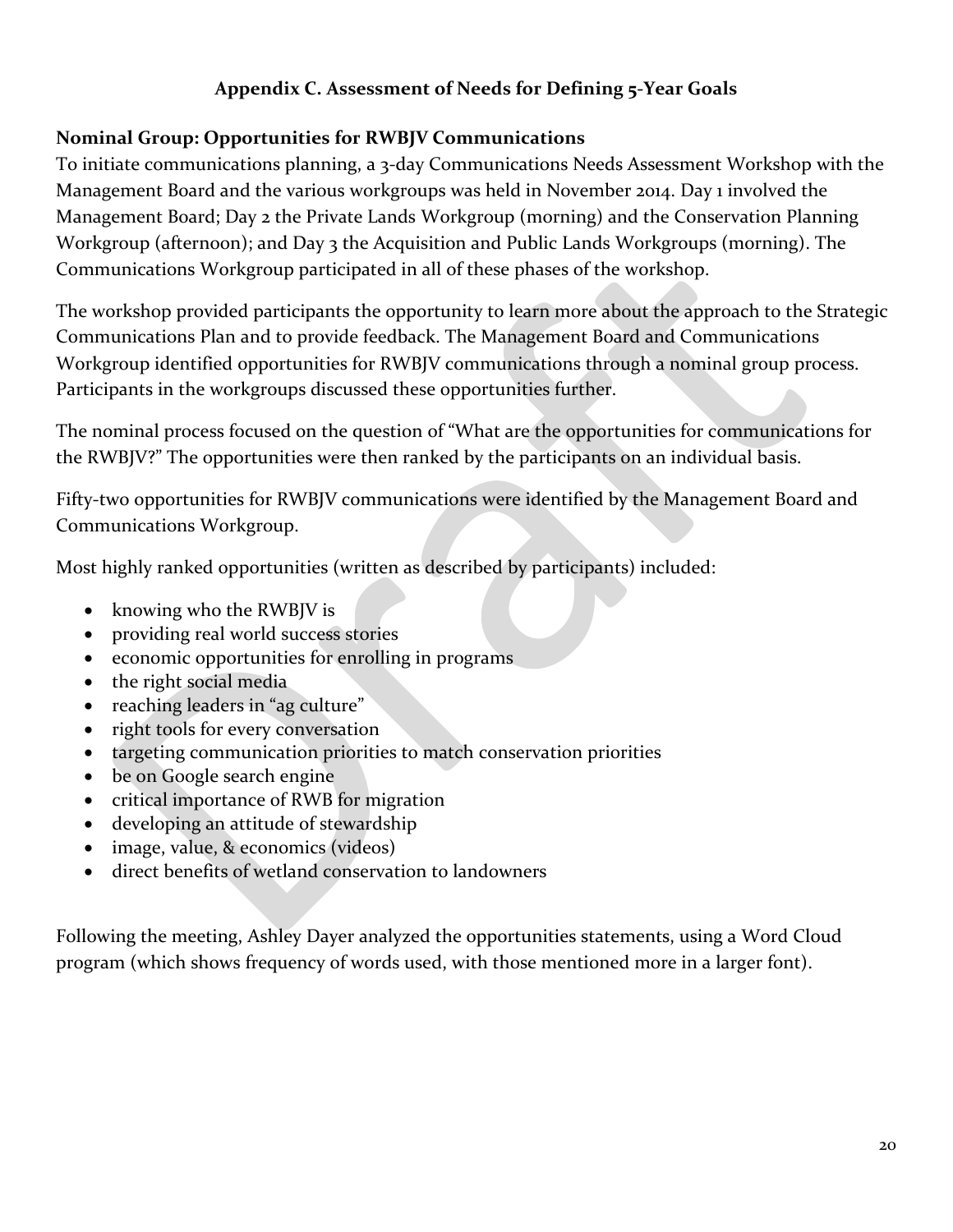# Appendix C. Assessment of Needs for Defining 5-Year Goals

## Nominal Group: Opportunities for RWBJV Communications

To initiate communications planning, a 3-day Communications Needs Assessment Workshop with the Management Board and the various workgroups was held in November 2014. Day 1 involved the Management Board; Day 2 the Private Lands Workgroup (morning) and the Conservation Planning Workgroup (afternoon); and Day 3 the Acquisition and Public Lands Workgroups (morning). The Communications Workgroup participated in all of these phases of the workshop.

The workshop provided participants the opportunity to learn more about the approach to the Strategic Communications Plan and to provide feedback. The Management Board and Communications Workgroup identified opportunities for RWBJV communications through a nominal group process. Participants in the workgroups discussed these opportunities further.

The nominal process focused on the question of "What are the opportunities for communications for the RWBJV?" The opportunities were then ranked by the participants on an individual basis.

Fifty-two opportunities for RWBJV communications were identified by the Management Board and Communications Workgroup.

Most highly ranked opportunities (written as described by participants) included:

- knowing who the RWBJV is
- providing real world success stories
- economic opportunities for enrolling in programs
- the right social media
- reaching leaders in "ag culture"
- right tools for every conversation
- targeting communication priorities to match conservation priorities
- be on Google search engine
- critical importance of RWB for migration
- developing an attitude of stewardship
- image, value, & economics (videos)
- direct benefits of wetland conservation to landowners

Following the meeting, Ashley Dayer analyzed the opportunities statements, using a Word Cloud program (which shows frequency of words used, with those mentioned more in a larger font).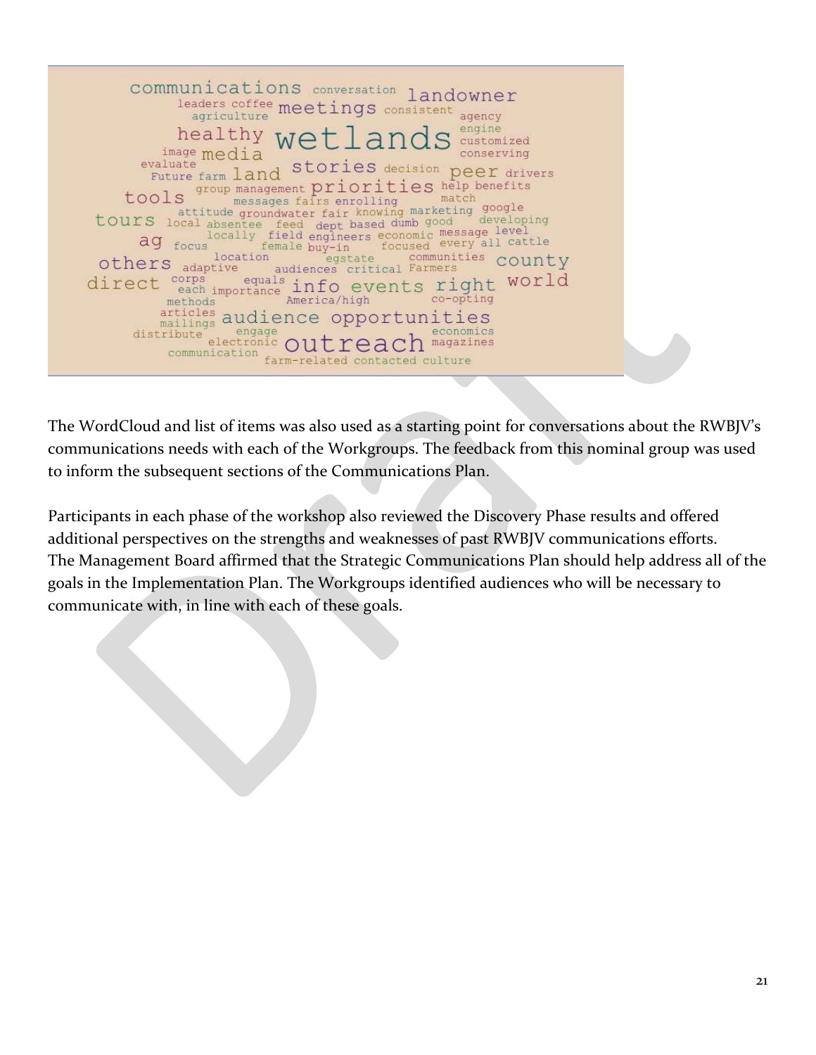communications conversation landowner leaders coffee meetings consistent agriculture agency healthy wetlands engine customized image media conserving evaluate Future farm land stories decision peer drivers tools group management priorities help benefits messages fairs enrolling match attitude groundwater fair knowing marketing google tours local absentee feed dept based dumb good developing locally field engineers economic message level ag focus female buy-in focused every all cattle location egstate communities county others adaptive audiences critical Farmers direct corps equals each importance info events right world methods America/high co-opting articles mailings audience opportunities distribute engage economics electronic outreach magazines communication farm-related contacted culture

The WordCloud and list of items was also used as a starting point for conversations about the RWBJV's communications needs with each of the Workgroups. The feedback from this nominal group was used to inform the subsequent sections of the Communications Plan.

Participants in each phase of the workshop also reviewed the Discovery Phase results and offered additional perspectives on the strengths and weaknesses of past RWBJV communications efforts. The Management Board affirmed that the Strategic Communications Plan should help address all of the goals in the Implementation Plan. The Workgroups identified audiences who will be necessary to communicate with, in line with each of these goals.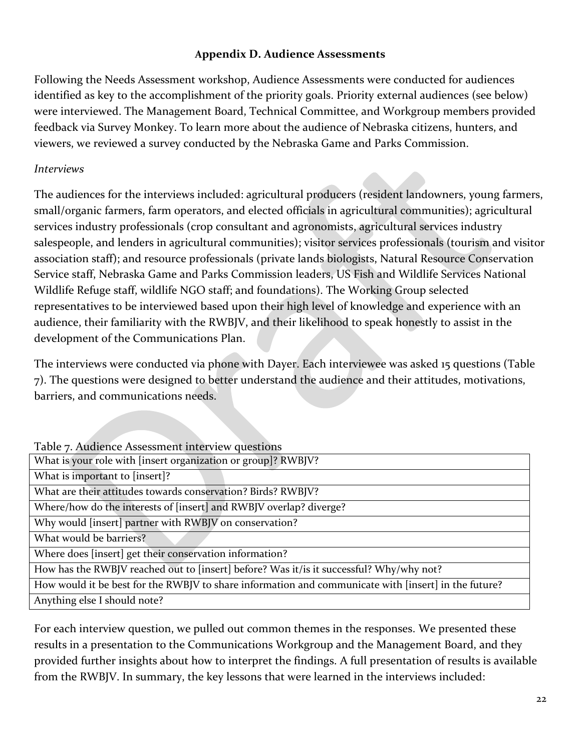### Appendix D. Audience Assessments

Following the Needs Assessment workshop, Audience Assessments were conducted for audiences identified as key to the accomplishment of the priority goals. Priority external audiences (see below) were interviewed. The Management Board, Technical Committee, and Workgroup members provided feedback via Survey Monkey. To learn more about the audience of Nebraska citizens, hunters, and viewers, we reviewed a survey conducted by the Nebraska Game and Parks Commission.

*Interviews*

The audiences for the interviews included: agricultural producers (resident landowners, young farmers, small/organic farmers, farm operators, and elected officials in agricultural communities); agricultural services industry professionals (crop consultant and agronomists, agricultural services industry salespeople, and lenders in agricultural communities); visitor services professionals (tourism and visitor association staff); and resource professionals (private lands biologists, Natural Resource Conservation Service staff, Nebraska Game and Parks Commission leaders, US Fish and Wildlife Services National Wildlife Refuge staff, wildlife NGO staff; and foundations). The Working Group selected representatives to be interviewed based upon their high level of knowledge and experience with an audience, their familiarity with the RWBJV, and their likelihood to speak honestly to assist in the development of the Communications Plan.

The interviews were conducted via phone with Dayer. Each interviewee was asked 15 questions (Table 7). The questions were designed to better understand the audience and their attitudes, motivations, barriers, and communications needs.

Table 7. Audience Assessment interview questions

| |
|---|
| What is your role with [insert organization or group]? RWBJV? |
| What is important to [insert]? |
| What are their attitudes towards conservation? Birds? RWBJV? |
| Where/how do the interests of [insert] and RWBJV overlap? diverge? |
| Why would [insert] partner with RWBJV on conservation? |
| What would be barriers? |
| Where does [insert] get their conservation information? |
| How has the RWBJV reached out to [insert] before? Was it/is it successful? Why/why not? |
| How would it be best for the RWBJV to share information and communicate with [insert] in the future? |
| Anything else I should note? |

For each interview question, we pulled out common themes in the responses. We presented these results in a presentation to the Communications Workgroup and the Management Board, and they provided further insights about how to interpret the findings. A full presentation of results is available from the RWBJV. In summary, the key lessons that were learned in the interviews included: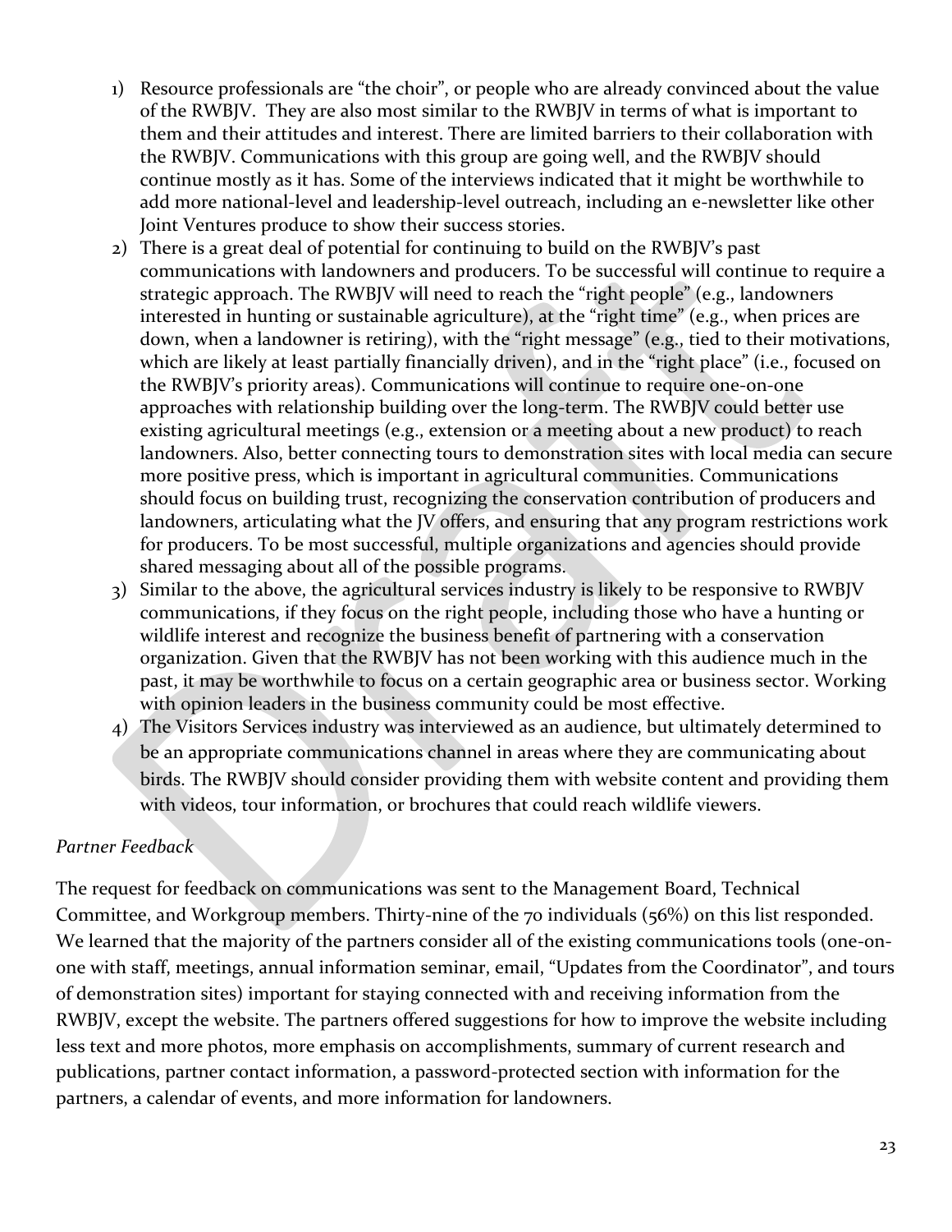1) Resource professionals are "the choir", or people who are already convinced about the value of the RWBJV. They are also most similar to the RWBJV in terms of what is important to them and their attitudes and interest. There are limited barriers to their collaboration with the RWBJV. Communications with this group are going well, and the RWBJV should continue mostly as it has. Some of the interviews indicated that it might be worthwhile to add more national-level and leadership-level outreach, including an e-newsletter like other Joint Ventures produce to show their success stories.
2) There is a great deal of potential for continuing to build on the RWBJV's past communications with landowners and producers. To be successful will continue to require a strategic approach. The RWBJV will need to reach the "right people" (e.g., landowners interested in hunting or sustainable agriculture), at the "right time" (e.g., when prices are down, when a landowner is retiring), with the "right message" (e.g., tied to their motivations, which are likely at least partially financially driven), and in the "right place" (i.e., focused on the RWBJV's priority areas). Communications will continue to require one-on-one approaches with relationship building over the long-term. The RWBJV could better use existing agricultural meetings (e.g., extension or a meeting about a new product) to reach landowners. Also, better connecting tours to demonstration sites with local media can secure more positive press, which is important in agricultural communities. Communications should focus on building trust, recognizing the conservation contribution of producers and landowners, articulating what the JV offers, and ensuring that any program restrictions work for producers. To be most successful, multiple organizations and agencies should provide shared messaging about all of the possible programs.
3) Similar to the above, the agricultural services industry is likely to be responsive to RWBJV communications, if they focus on the right people, including those who have a hunting or wildlife interest and recognize the business benefit of partnering with a conservation organization. Given that the RWBJV has not been working with this audience much in the past, it may be worthwhile to focus on a certain geographic area or business sector. Working with opinion leaders in the business community could be most effective.
4) The Visitors Services industry was interviewed as an audience, but ultimately determined to be an appropriate communications channel in areas where they are communicating about birds. The RWBJV should consider providing them with website content and providing them with videos, tour information, or brochures that could reach wildlife viewers.

*Partner Feedback*

The request for feedback on communications was sent to the Management Board, Technical Committee, and Workgroup members. Thirty-nine of the 70 individuals (56%) on this list responded. We learned that the majority of the partners consider all of the existing communications tools (one-on-one with staff, meetings, annual information seminar, email, "Updates from the Coordinator", and tours of demonstration sites) important for staying connected with and receiving information from the RWBJV, except the website. The partners offered suggestions for how to improve the website including less text and more photos, more emphasis on accomplishments, summary of current research and publications, partner contact information, a password-protected section with information for the partners, a calendar of events, and more information for landowners.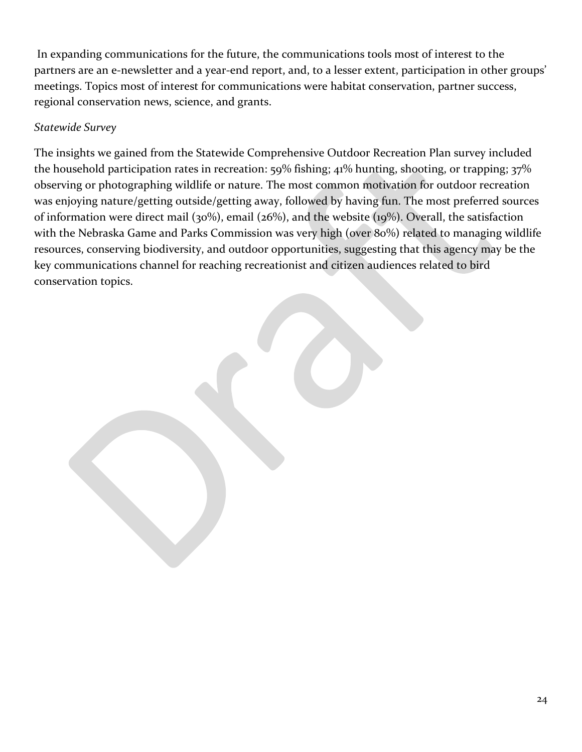In expanding communications for the future, the communications tools most of interest to the partners are an e-newsletter and a year-end report, and, to a lesser extent, participation in other groups' meetings. Topics most of interest for communications were habitat conservation, partner success, regional conservation news, science, and grants.

*Statewide Survey*

The insights we gained from the Statewide Comprehensive Outdoor Recreation Plan survey included the household participation rates in recreation: 59% fishing; 41% hunting, shooting, or trapping; 37% observing or photographing wildlife or nature. The most common motivation for outdoor recreation was enjoying nature/getting outside/getting away, followed by having fun. The most preferred sources of information were direct mail (30%), email (26%), and the website (19%). Overall, the satisfaction with the Nebraska Game and Parks Commission was very high (over 80%) related to managing wildlife resources, conserving biodiversity, and outdoor opportunities, suggesting that this agency may be the key communications channel for reaching recreationist and citizen audiences related to bird conservation topics.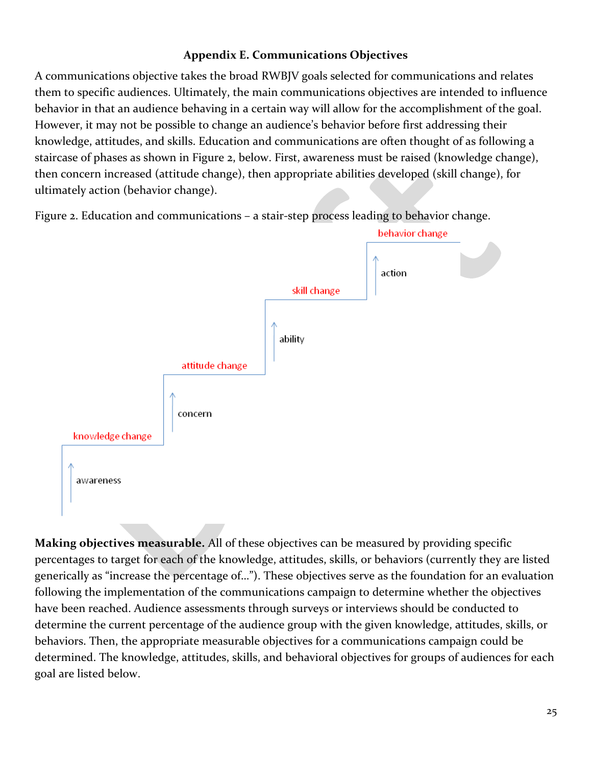## Appendix E. Communications Objectives

A communications objective takes the broad RWBJV goals selected for communications and relates them to specific audiences. Ultimately, the main communications objectives are intended to influence behavior in that an audience behaving in a certain way will allow for the accomplishment of the goal. However, it may not be possible to change an audience's behavior before first addressing their knowledge, attitudes, and skills. Education and communications are often thought of as following a staircase of phases as shown in Figure 2, below. First, awareness must be raised (knowledge change), then concern increased (attitude change), then appropriate abilities developed (skill change), for ultimately action (behavior change).

Figure 2. Education and communications – a stair-step process leading to behavior change.

behavior change

action

skill change

ability

attitude change

concern

knowledge change

awareness

**Making objectives measurable.** All of these objectives can be measured by providing specific percentages to target for each of the knowledge, attitudes, skills, or behaviors (currently they are listed generically as "increase the percentage of…"). These objectives serve as the foundation for an evaluation following the implementation of the communications campaign to determine whether the objectives have been reached. Audience assessments through surveys or interviews should be conducted to determine the current percentage of the audience group with the given knowledge, attitudes, skills, or behaviors. Then, the appropriate measurable objectives for a communications campaign could be determined. The knowledge, attitudes, skills, and behavioral objectives for groups of audiences for each goal are listed below.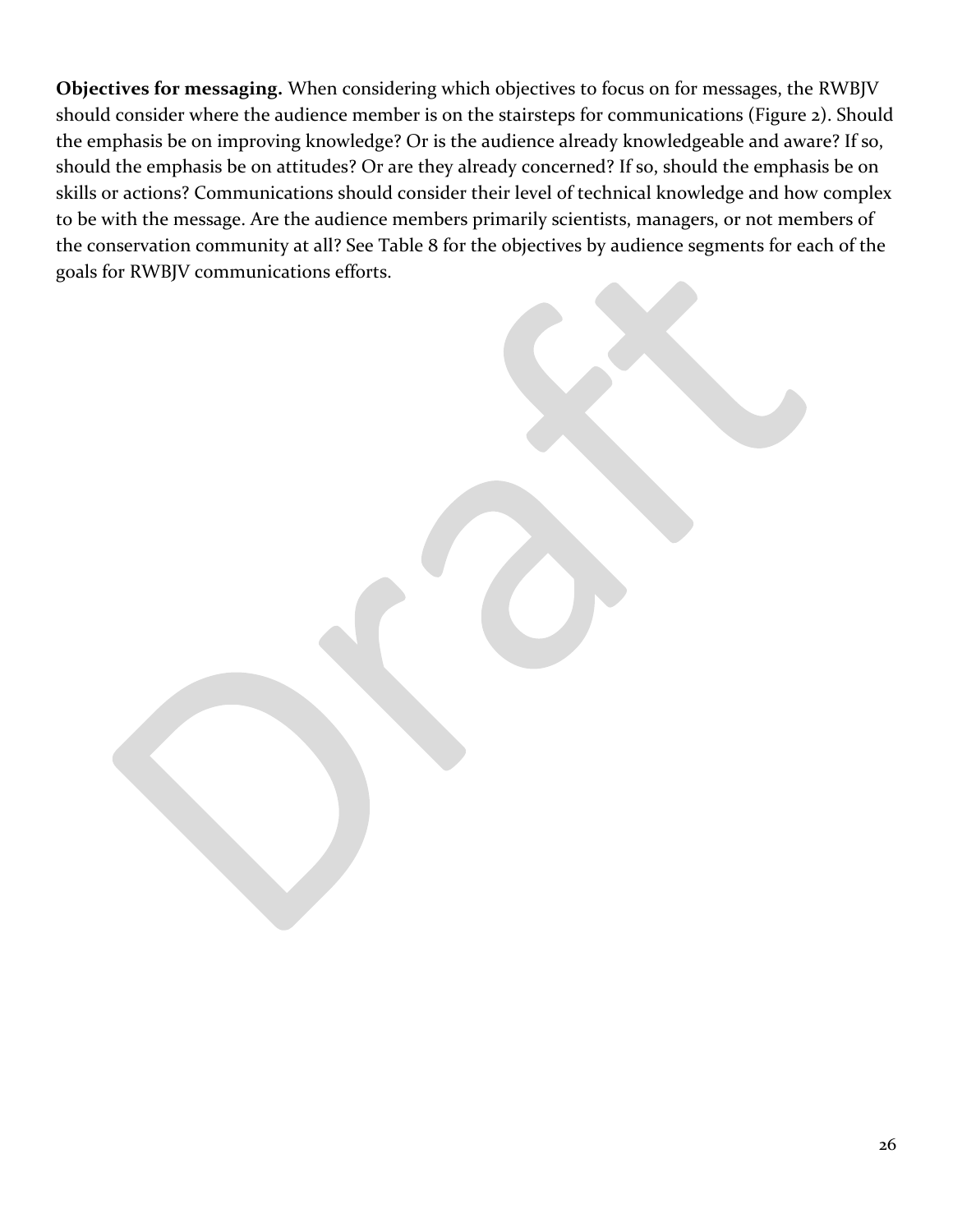**Objectives for messaging.** When considering which objectives to focus on for messages, the RWBJV should consider where the audience member is on the stairsteps for communications (Figure 2). Should the emphasis be on improving knowledge? Or is the audience already knowledgeable and aware? If so, should the emphasis be on attitudes? Or are they already concerned? If so, should the emphasis be on skills or actions? Communications should consider their level of technical knowledge and how complex to be with the message. Are the audience members primarily scientists, managers, or not members of the conservation community at all? See Table 8 for the objectives by audience segments for each of the goals for RWBJV communications efforts.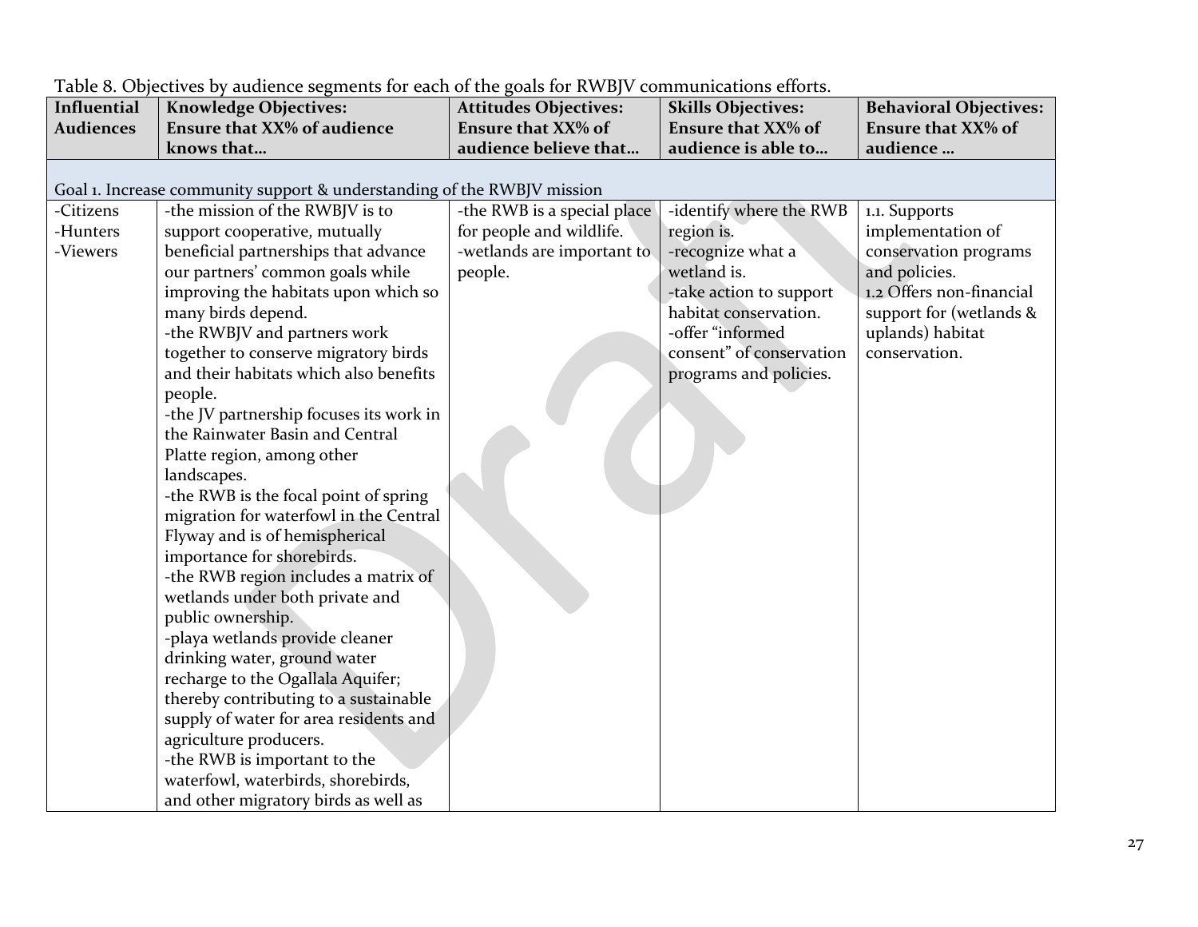Table 8. Objectives by audience segments for each of the goals for RWBJV communications efforts.

| Influential Audiences | Knowledge Objectives: Ensure that XX% of audience knows that… | Attitudes Objectives: Ensure that XX% of audience believe that… | Skills Objectives: Ensure that XX% of audience is able to… | Behavioral Objectives: Ensure that XX% of audience … |
|---|---|---|---|---|
| Goal 1. Increase community support & understanding of the RWBJV mission | | | | |
| -Citizens<br>-Hunters<br>-Viewers | -the mission of the RWBJV is to support cooperative, mutually beneficial partnerships that advance our partners' common goals while improving the habitats upon which so many birds depend.<br>-the RWBJV and partners work together to conserve migratory birds and their habitats which also benefits people.<br>-the JV partnership focuses its work in the Rainwater Basin and Central Platte region, among other landscapes.<br>-the RWB is the focal point of spring migration for waterfowl in the Central Flyway and is of hemispherical importance for shorebirds.<br>-the RWB region includes a matrix of wetlands under both private and public ownership.<br>-playa wetlands provide cleaner drinking water, ground water recharge to the Ogallala Aquifer; thereby contributing to a sustainable supply of water for area residents and agriculture producers.<br>-the RWB is important to the waterfowl, waterbirds, shorebirds, and other migratory birds as well as | -the RWB is a special place for people and wildlife.<br>-wetlands are important to people. | -identify where the RWB region is.<br>-recognize what a wetland is.<br>-take action to support habitat conservation.<br>-offer "informed consent" of conservation programs and policies. | 1.1. Supports implementation of conservation programs and policies.<br>1.2 Offers non-financial support for (wetlands & uplands) habitat conservation. |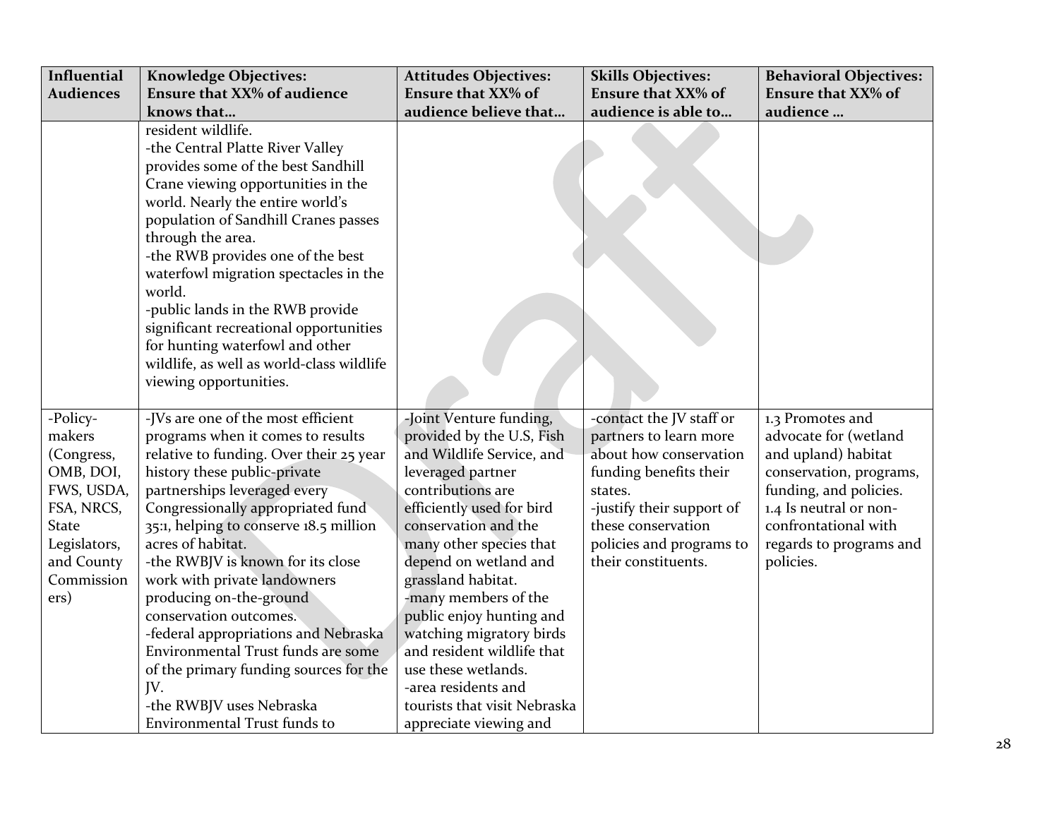| Influential Audiences | Knowledge Objectives: Ensure that XX% of audience knows that… | Attitudes Objectives: Ensure that XX% of audience believe that… | Skills Objectives: Ensure that XX% of audience is able to… | Behavioral Objectives: Ensure that XX% of audience … |
|---|---|---|---|---|
| | resident wildlife.<br>-the Central Platte River Valley provides some of the best Sandhill Crane viewing opportunities in the world. Nearly the entire world's population of Sandhill Cranes passes through the area.<br>-the RWB provides one of the best waterfowl migration spectacles in the world.<br>-public lands in the RWB provide significant recreational opportunities for hunting waterfowl and other wildlife, as well as world-class wildlife viewing opportunities. | | | |
| -Policy-makers (Congress, OMB, DOI, FWS, USDA, FSA, NRCS, State Legislators, and County Commissioners) | -JVs are one of the most efficient programs when it comes to results relative to funding. Over their 25 year history these public-private partnerships leveraged every Congressionally appropriated fund 35:1, helping to conserve 18.5 million acres of habitat.<br>-the RWBJV is known for its close work with private landowners producing on-the-ground conservation outcomes.<br>-federal appropriations and Nebraska Environmental Trust funds are some of the primary funding sources for the JV.<br>-the RWBJV uses Nebraska Environmental Trust funds to | -Joint Venture funding, provided by the U.S, Fish and Wildlife Service, and leveraged partner contributions are efficiently used for bird conservation and the many other species that depend on wetland and grassland habitat.<br>-many members of the public enjoy hunting and watching migratory birds and resident wildlife that use these wetlands.<br>-area residents and tourists that visit Nebraska appreciate viewing and | -contact the JV staff or partners to learn more about how conservation funding benefits their states.<br>-justify their support of these conservation policies and programs to their constituents. | 1.3 Promotes and advocate for (wetland and upland) habitat conservation, programs, funding, and policies.<br>1.4 Is neutral or non-confrontational with regards to programs and policies. |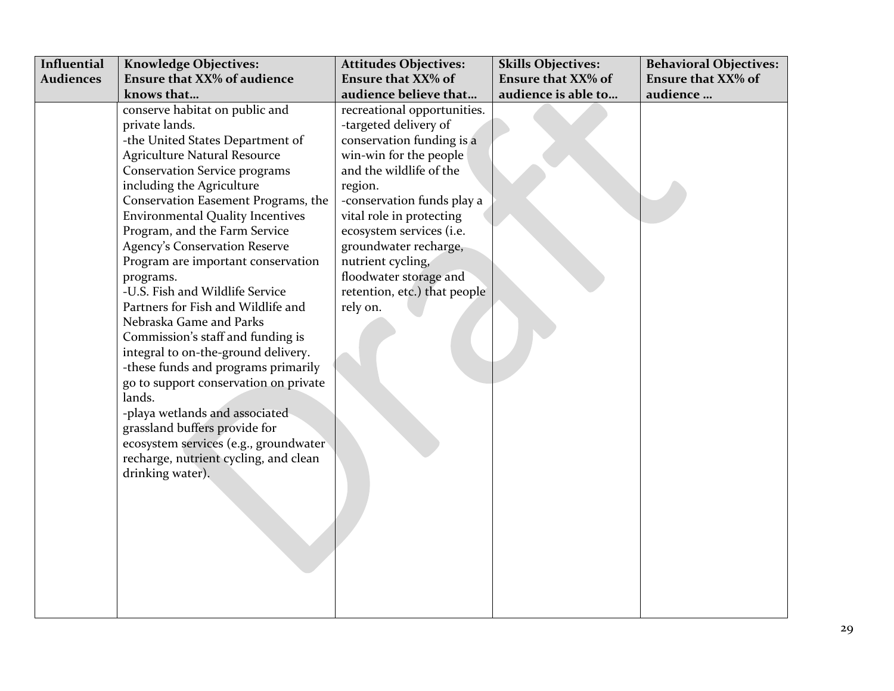| Influential Audiences | Knowledge Objectives: Ensure that XX% of audience knows that… | Attitudes Objectives: Ensure that XX% of audience believe that… | Skills Objectives: Ensure that XX% of audience is able to… | Behavioral Objectives: Ensure that XX% of audience … |
|---|---|---|---|---|
| | conserve habitat on public and private lands.<br>-the United States Department of Agriculture Natural Resource Conservation Service programs including the Agriculture Conservation Easement Programs, the Environmental Quality Incentives Program, and the Farm Service Agency's Conservation Reserve Program are important conservation programs.<br>-U.S. Fish and Wildlife Service Partners for Fish and Wildlife and Nebraska Game and Parks Commission's staff and funding is integral to on-the-ground delivery.<br>-these funds and programs primarily go to support conservation on private lands.<br>-playa wetlands and associated grassland buffers provide for ecosystem services (e.g., groundwater recharge, nutrient cycling, and clean drinking water). | recreational opportunities.<br>-targeted delivery of conservation funding is a win-win for the people and the wildlife of the region.<br>-conservation funds play a vital role in protecting ecosystem services (i.e. groundwater recharge, nutrient cycling, floodwater storage and retention, etc.) that people rely on. | | |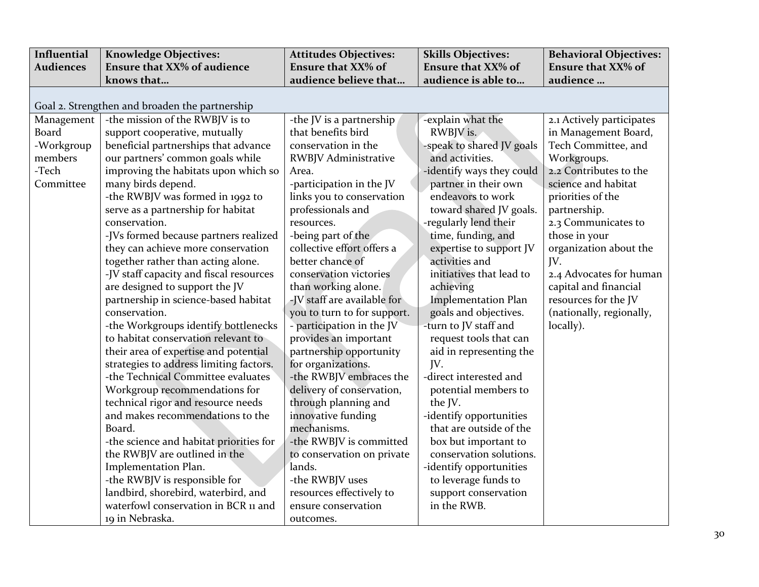| Influential Audiences | Knowledge Objectives: Ensure that XX% of audience knows that… | Attitudes Objectives: Ensure that XX% of audience believe that… | Skills Objectives: Ensure that XX% of audience is able to… | Behavioral Objectives: Ensure that XX% of audience … |
|---|---|---|---|---|
| Goal 2. Strengthen and broaden the partnership | | | | |
| Management Board<br>-Workgroup members<br>-Tech Committee | -the mission of the RWBJV is to support cooperative, mutually beneficial partnerships that advance our partners' common goals while improving the habitats upon which so many birds depend.<br>-the RWBJV was formed in 1992 to serve as a partnership for habitat conservation.<br>-JVs formed because partners realized they can achieve more conservation together rather than acting alone.<br>-JV staff capacity and fiscal resources are designed to support the JV partnership in science-based habitat conservation.<br>-the Workgroups identify bottlenecks to habitat conservation relevant to their area of expertise and potential strategies to address limiting factors.<br>-the Technical Committee evaluates Workgroup recommendations for technical rigor and resource needs and makes recommendations to the Board.<br>-the science and habitat priorities for the RWBJV are outlined in the Implementation Plan.<br>-the RWBJV is responsible for landbird, shorebird, waterbird, and waterfowl conservation in BCR 11 and 19 in Nebraska. | -the JV is a partnership that benefits bird conservation in the RWBJV Administrative Area.<br>-participation in the JV links you to conservation professionals and resources.<br>-being part of the collective effort offers a better chance of conservation victories than working alone.<br>-JV staff are available for you to turn to for support.<br>- participation in the JV provides an important partnership opportunity for organizations.<br>-the RWBJV embraces the delivery of conservation, through planning and innovative funding mechanisms.<br>-the RWBJV is committed to conservation on private lands.<br>-the RWBJV uses resources effectively to ensure conservation outcomes. | -explain what the RWBJV is.<br>-speak to shared JV goals and activities.<br>-identify ways they could partner in their own endeavors to work toward shared JV goals.<br>-regularly lend their time, funding, and expertise to support JV activities and initiatives that lead to achieving Implementation Plan goals and objectives.<br>-turn to JV staff and request tools that can aid in representing the JV.<br>-direct interested and potential members to the JV.<br>-identify opportunities that are outside of the box but important to conservation solutions.<br>-identify opportunities to leverage funds to support conservation in the RWB. | 2.1 Actively participates in Management Board, Tech Committee, and Workgroups.<br>2.2 Contributes to the science and habitat priorities of the partnership.<br>2.3 Communicates to those in your organization about the JV.<br>2.4 Advocates for human capital and financial resources for the JV (nationally, regionally, locally). |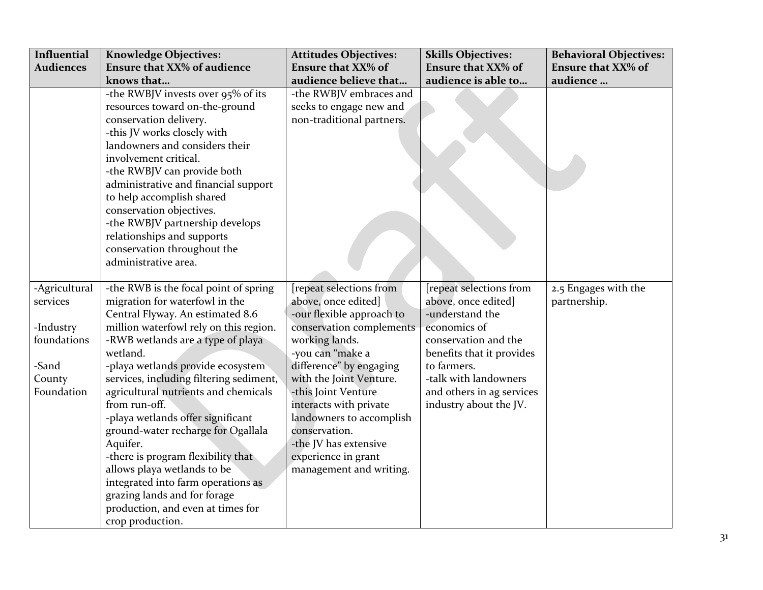| Influential Audiences | Knowledge Objectives: Ensure that XX% of audience knows that… | Attitudes Objectives: Ensure that XX% of audience believe that… | Skills Objectives: Ensure that XX% of audience is able to… | Behavioral Objectives: Ensure that XX% of audience … |
|---|---|---|---|---|
| | -the RWBJV invests over 95% of its resources toward on-the-ground conservation delivery.<br>-this JV works closely with landowners and considers their involvement critical.<br>-the RWBJV can provide both administrative and financial support to help accomplish shared conservation objectives.<br>-the RWBJV partnership develops relationships and supports conservation throughout the administrative area. | -the RWBJV embraces and seeks to engage new and non-traditional partners. | | |
| -Agricultural services<br><br>-Industry foundations<br><br>-Sand County Foundation | -the RWB is the focal point of spring migration for waterfowl in the Central Flyway. An estimated 8.6 million waterfowl rely on this region.<br>-RWB wetlands are a type of playa wetland.<br>-playa wetlands provide ecosystem services, including filtering sediment, agricultural nutrients and chemicals from run-off.<br>-playa wetlands offer significant ground-water recharge for Ogallala Aquifer.<br>-there is program flexibility that allows playa wetlands to be integrated into farm operations as grazing lands and for forage production, and even at times for crop production. | [repeat selections from above, once edited]<br>-our flexible approach to conservation complements working lands.<br>-you can "make a difference" by engaging with the Joint Venture.<br>-this Joint Venture interacts with private landowners to accomplish conservation.<br>-the JV has extensive experience in grant management and writing. | [repeat selections from above, once edited]<br>-understand the economics of conservation and the benefits that it provides to farmers.<br>-talk with landowners and others in ag services industry about the JV. | 2.5 Engages with the partnership. |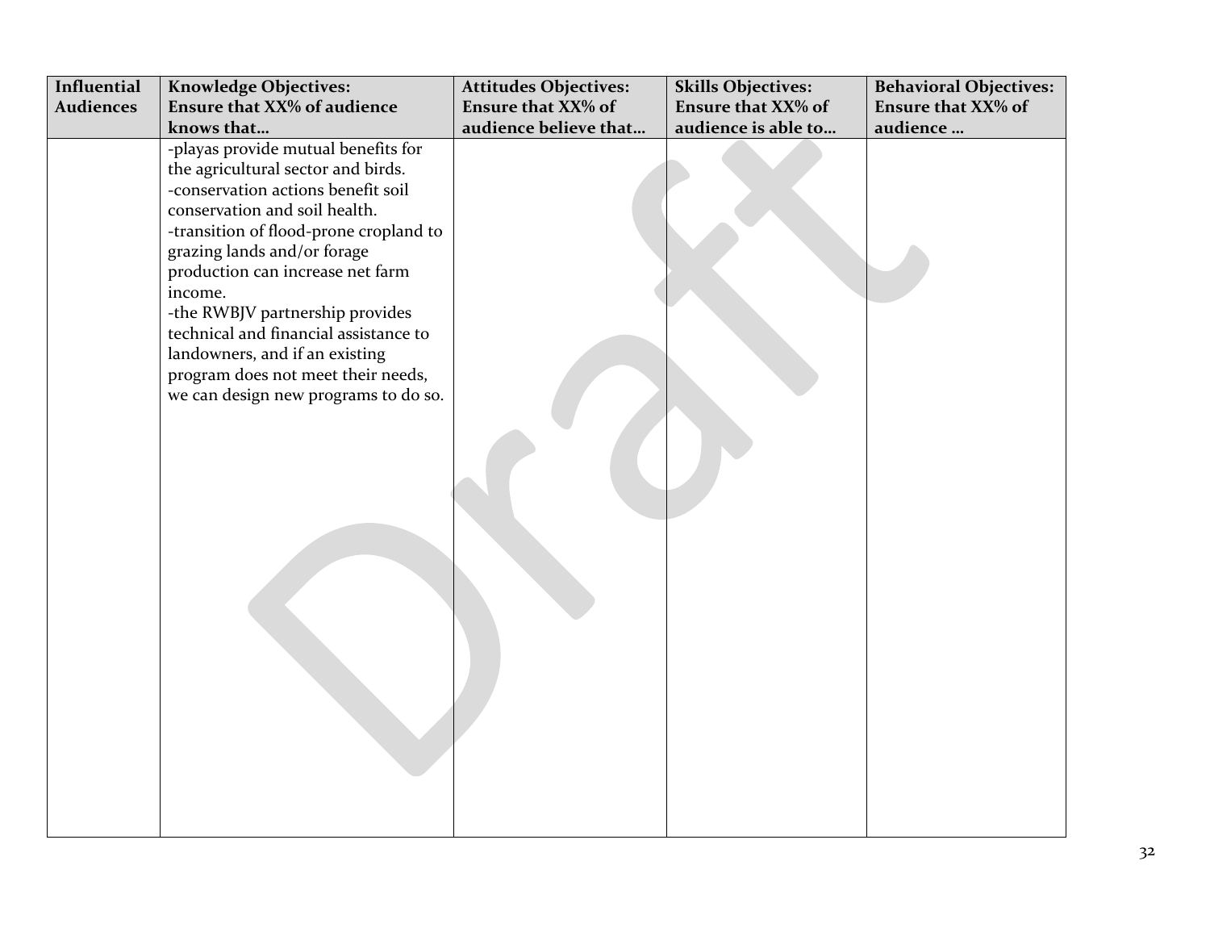| Influential Audiences | Knowledge Objectives: Ensure that XX% of audience knows that… | Attitudes Objectives: Ensure that XX% of audience believe that… | Skills Objectives: Ensure that XX% of audience is able to… | Behavioral Objectives: Ensure that XX% of audience … |
|---|---|---|---|---|
| | -playas provide mutual benefits for the agricultural sector and birds.<br>-conservation actions benefit soil conservation and soil health.<br>-transition of flood-prone cropland to grazing lands and/or forage production can increase net farm income.<br>-the RWBJV partnership provides technical and financial assistance to landowners, and if an existing program does not meet their needs, we can design new programs to do so. | | | |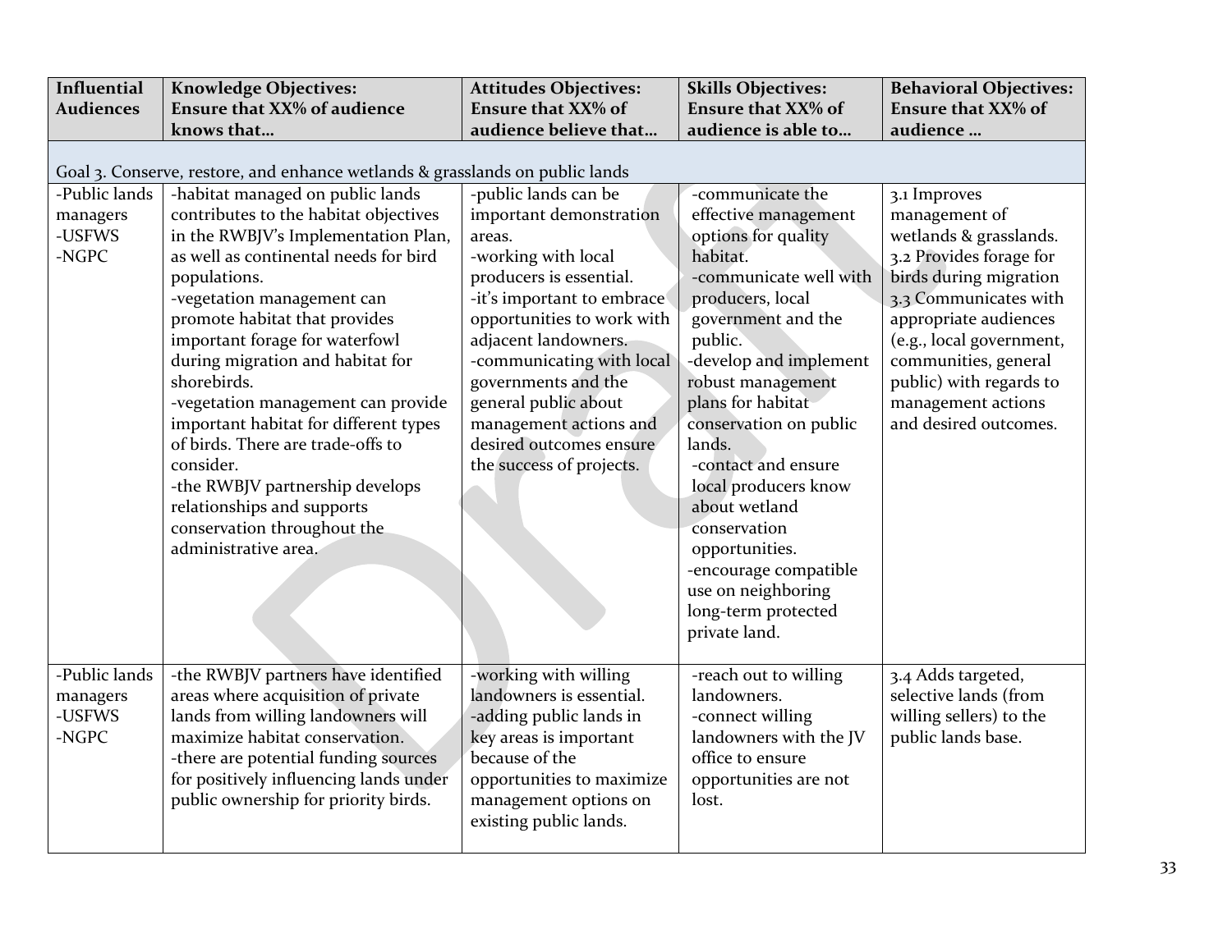| Influential Audiences | Knowledge Objectives: Ensure that XX% of audience knows that… | Attitudes Objectives: Ensure that XX% of audience believe that… | Skills Objectives: Ensure that XX% of audience is able to… | Behavioral Objectives: Ensure that XX% of audience … |
|---|---|---|---|---|
| Goal 3. Conserve, restore, and enhance wetlands & grasslands on public lands | | | | |
| -Public lands managers<br>-USFWS<br>-NGPC | -habitat managed on public lands contributes to the habitat objectives in the RWBJV's Implementation Plan, as well as continental needs for bird populations.<br>-vegetation management can promote habitat that provides important forage for waterfowl during migration and habitat for shorebirds.<br>-vegetation management can provide important habitat for different types of birds. There are trade-offs to consider.<br>-the RWBJV partnership develops relationships and supports conservation throughout the administrative area. | -public lands can be important demonstration areas.<br>-working with local producers is essential.<br>-it's important to embrace opportunities to work with adjacent landowners.<br>-communicating with local governments and the general public about management actions and desired outcomes ensure the success of projects. | -communicate the effective management options for quality habitat.<br>-communicate well with producers, local government and the public.<br>-develop and implement robust management plans for habitat conservation on public lands.<br>-contact and ensure local producers know about wetland conservation opportunities.<br>-encourage compatible use on neighboring long-term protected private land. | 3.1 Improves management of wetlands & grasslands.<br>3.2 Provides forage for birds during migration<br>3.3 Communicates with appropriate audiences (e.g., local government, communities, general public) with regards to management actions and desired outcomes. |
| -Public lands managers<br>-USFWS<br>-NGPC | -the RWBJV partners have identified areas where acquisition of private lands from willing landowners will maximize habitat conservation.<br>-there are potential funding sources for positively influencing lands under public ownership for priority birds. | -working with willing landowners is essential.<br>-adding public lands in key areas is important because of the opportunities to maximize management options on existing public lands. | -reach out to willing landowners.<br>-connect willing landowners with the JV office to ensure opportunities are not lost. | 3.4 Adds targeted, selective lands (from willing sellers) to the public lands base. |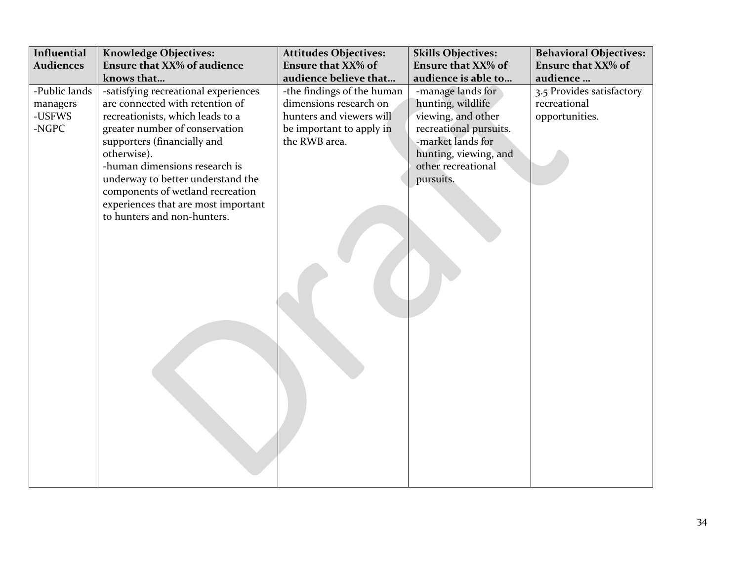| Influential Audiences | Knowledge Objectives: Ensure that XX% of audience knows that… | Attitudes Objectives: Ensure that XX% of audience believe that… | Skills Objectives: Ensure that XX% of audience is able to… | Behavioral Objectives: Ensure that XX% of audience … |
|---|---|---|---|---|
| -Public lands managers<br>-USFWS<br>-NGPC | -satisfying recreational experiences are connected with retention of recreationists, which leads to a greater number of conservation supporters (financially and otherwise).<br>-human dimensions research is underway to better understand the components of wetland recreation experiences that are most important to hunters and non-hunters. | -the findings of the human dimensions research on hunters and viewers will be important to apply in the RWB area. | -manage lands for hunting, wildlife viewing, and other recreational pursuits.<br>-market lands for hunting, viewing, and other recreational pursuits. | 3.5 Provides satisfactory recreational opportunities. |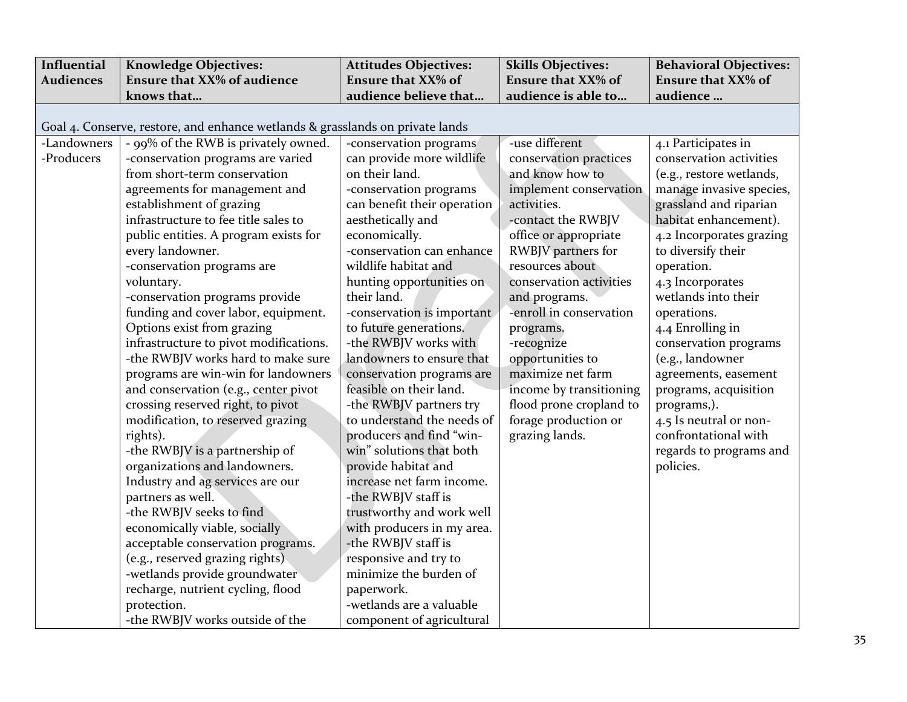| Influential Audiences | Knowledge Objectives: Ensure that XX% of audience knows that… | Attitudes Objectives: Ensure that XX% of audience believe that… | Skills Objectives: Ensure that XX% of audience is able to… | Behavioral Objectives: Ensure that XX% of audience … |
|---|---|---|---|---|
| Goal 4. Conserve, restore, and enhance wetlands & grasslands on private lands | | | | |
| -Landowners<br>-Producers | - 99% of the RWB is privately owned.<br>-conservation programs are varied from short-term conservation agreements for management and establishment of grazing infrastructure to fee title sales to public entities. A program exists for every landowner.<br>-conservation programs are voluntary.<br>-conservation programs provide funding and cover labor, equipment. Options exist from grazing infrastructure to pivot modifications.<br>-the RWBJV works hard to make sure programs are win-win for landowners and conservation (e.g., center pivot crossing reserved right, to pivot modification, to reserved grazing rights).<br>-the RWBJV is a partnership of organizations and landowners. Industry and ag services are our partners as well.<br>-the RWBJV seeks to find economically viable, socially acceptable conservation programs. (e.g., reserved grazing rights)<br>-wetlands provide groundwater recharge, nutrient cycling, flood protection.<br>-the RWBJV works outside of the | -conservation programs can provide more wildlife on their land.<br>-conservation programs can benefit their operation aesthetically and economically.<br>-conservation can enhance wildlife habitat and hunting opportunities on their land.<br>-conservation is important to future generations.<br>-the RWBJV works with landowners to ensure that conservation programs are feasible on their land.<br>-the RWBJV partners try to understand the needs of producers and find "win-win" solutions that both provide habitat and increase net farm income.<br>-the RWBJV staff is trustworthy and work well with producers in my area.<br>-the RWBJV staff is responsive and try to minimize the burden of paperwork.<br>-wetlands are a valuable component of agricultural | -use different conservation practices and know how to implement conservation activities.<br>-contact the RWBJV office or appropriate RWBJV partners for resources about conservation activities and programs.<br>-enroll in conservation programs.<br>-recognize opportunities to maximize net farm income by transitioning flood prone cropland to forage production or grazing lands. | 4.1 Participates in conservation activities (e.g., restore wetlands, manage invasive species, grassland and riparian habitat enhancement).<br>4.2 Incorporates grazing to diversify their operation.<br>4.3 Incorporates wetlands into their operations.<br>4.4 Enrolling in conservation programs (e.g., landowner agreements, easement programs, acquisition programs,).<br>4.5 Is neutral or non-confrontational with regards to programs and policies. |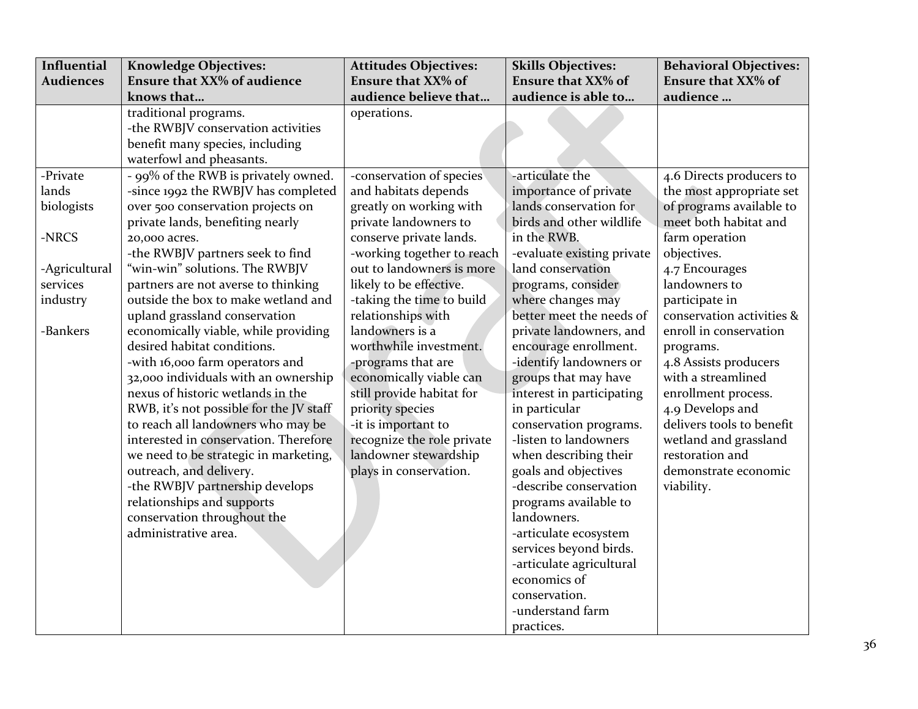| Influential Audiences | Knowledge Objectives: Ensure that XX% of audience knows that… | Attitudes Objectives: Ensure that XX% of audience believe that… | Skills Objectives: Ensure that XX% of audience is able to… | Behavioral Objectives: Ensure that XX% of audience … |
|---|---|---|---|---|
| | traditional programs.<br>-the RWBJV conservation activities benefit many species, including waterfowl and pheasants. | operations. | | |
| -Private lands biologists<br><br>-NRCS<br><br>-Agricultural services industry<br><br>-Bankers | - 99% of the RWB is privately owned.<br>-since 1992 the RWBJV has completed over 500 conservation projects on private lands, benefiting nearly 20,000 acres.<br>-the RWBJV partners seek to find "win-win" solutions. The RWBJV partners are not averse to thinking outside the box to make wetland and upland grassland conservation economically viable, while providing desired habitat conditions.<br>-with 16,000 farm operators and 32,000 individuals with an ownership nexus of historic wetlands in the RWB, it's not possible for the JV staff to reach all landowners who may be interested in conservation. Therefore we need to be strategic in marketing, outreach, and delivery.<br>-the RWBJV partnership develops relationships and supports conservation throughout the administrative area. | -conservation of species and habitats depends greatly on working with private landowners to conserve private lands.<br>-working together to reach out to landowners is more likely to be effective.<br>-taking the time to build relationships with landowners is a worthwhile investment.<br>-programs that are economically viable can still provide habitat for priority species<br>-it is important to recognize the role private landowner stewardship plays in conservation. | -articulate the importance of private lands conservation for birds and other wildlife in the RWB.<br>-evaluate existing private land conservation programs, consider where changes may better meet the needs of private landowners, and encourage enrollment.<br>-identify landowners or groups that may have interest in participating in particular conservation programs.<br>-listen to landowners when describing their goals and objectives<br>-describe conservation programs available to landowners.<br>-articulate ecosystem services beyond birds.<br>-articulate agricultural economics of conservation.<br>-understand farm practices. | 4.6 Directs producers to the most appropriate set of programs available to meet both habitat and farm operation objectives.<br>4.7 Encourages landowners to participate in conservation activities & enroll in conservation programs.<br>4.8 Assists producers with a streamlined enrollment process.<br>4.9 Develops and delivers tools to benefit wetland and grassland restoration and demonstrate economic viability. |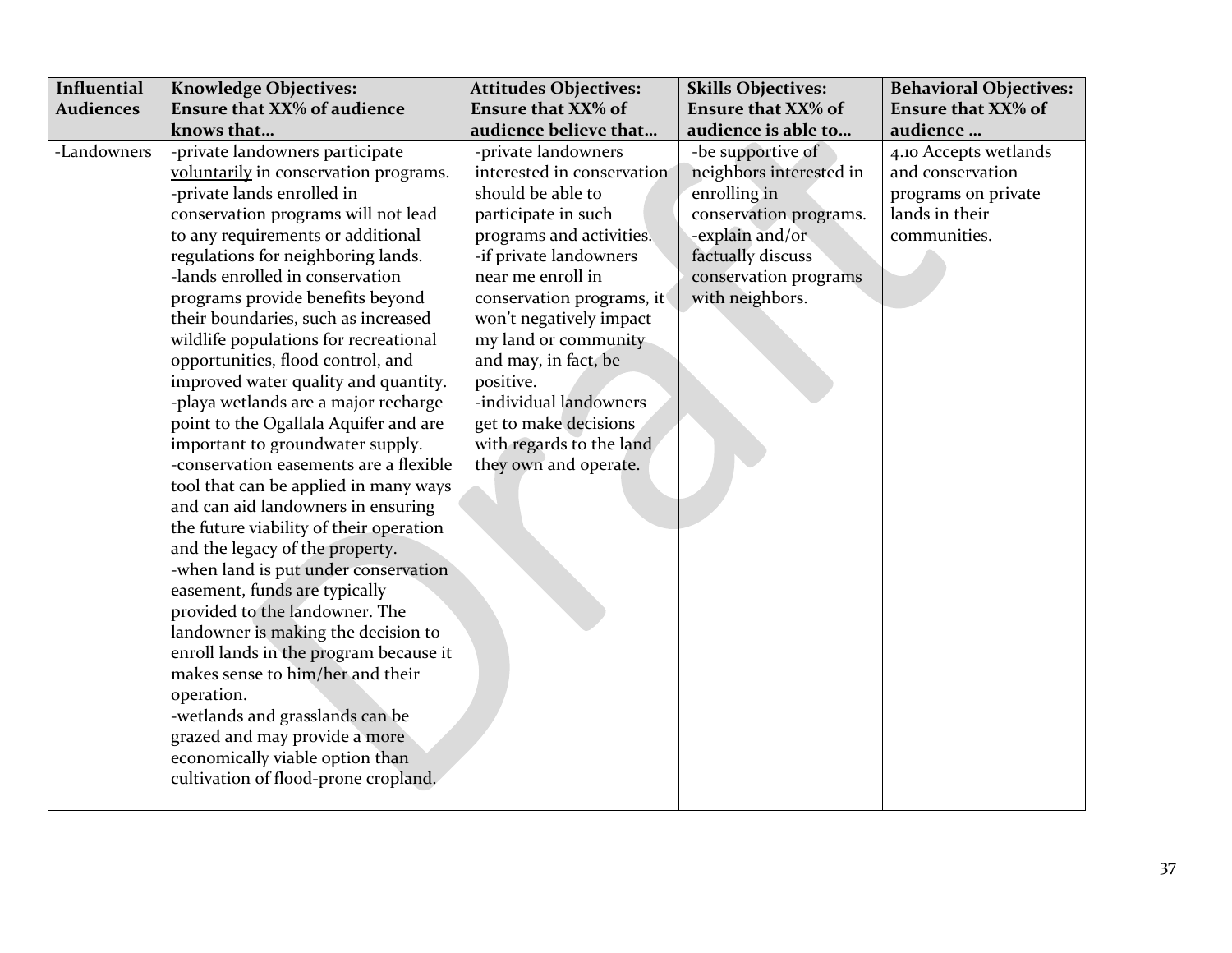| Influential Audiences | Knowledge Objectives: Ensure that XX% of audience knows that… | Attitudes Objectives: Ensure that XX% of audience believe that… | Skills Objectives: Ensure that XX% of audience is able to… | Behavioral Objectives: Ensure that XX% of audience … |
|---|---|---|---|---|
| -Landowners | -private landowners participate <u>voluntarily</u> in conservation programs.<br>-private lands enrolled in conservation programs will not lead to any requirements or additional regulations for neighboring lands.<br>-lands enrolled in conservation programs provide benefits beyond their boundaries, such as increased wildlife populations for recreational opportunities, flood control, and improved water quality and quantity.<br>-playa wetlands are a major recharge point to the Ogallala Aquifer and are important to groundwater supply.<br>-conservation easements are a flexible tool that can be applied in many ways and can aid landowners in ensuring the future viability of their operation and the legacy of the property.<br>-when land is put under conservation easement, funds are typically provided to the landowner. The landowner is making the decision to enroll lands in the program because it makes sense to him/her and their operation.<br>-wetlands and grasslands can be grazed and may provide a more economically viable option than cultivation of flood-prone cropland. | -private landowners interested in conservation should be able to participate in such programs and activities.<br>-if private landowners near me enroll in conservation programs, it won't negatively impact my land or community and may, in fact, be positive.<br>-individual landowners get to make decisions with regards to the land they own and operate. | -be supportive of neighbors interested in enrolling in conservation programs.<br>-explain and/or factually discuss conservation programs with neighbors. | 4.10 Accepts wetlands and conservation programs on private lands in their communities. |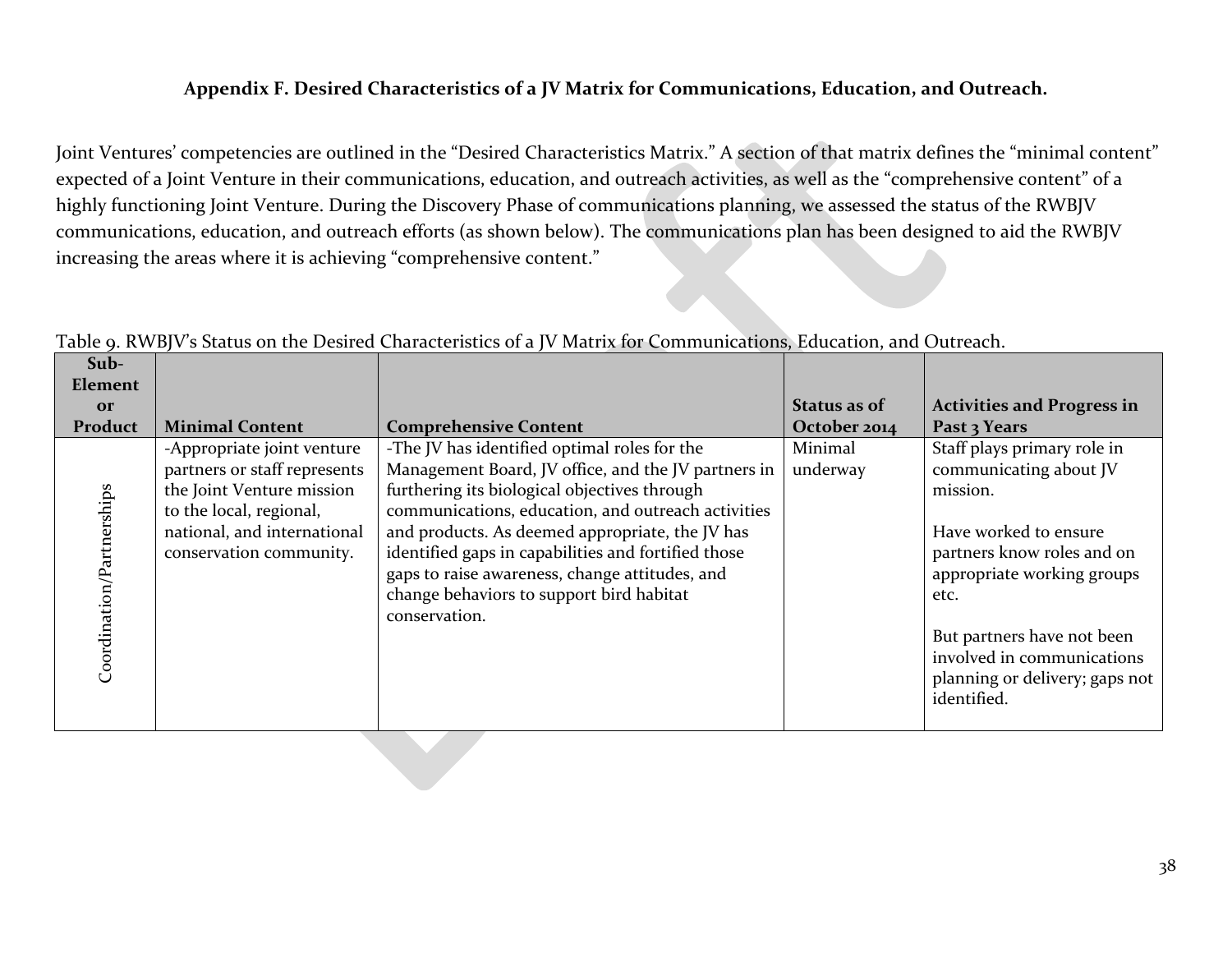### Appendix F. Desired Characteristics of a JV Matrix for Communications, Education, and Outreach.

Joint Ventures' competencies are outlined in the "Desired Characteristics Matrix." A section of that matrix defines the "minimal content" expected of a Joint Venture in their communications, education, and outreach activities, as well as the "comprehensive content" of a highly functioning Joint Venture. During the Discovery Phase of communications planning, we assessed the status of the RWBJV communications, education, and outreach efforts (as shown below). The communications plan has been designed to aid the RWBJV increasing the areas where it is achieving "comprehensive content."

Table 9. RWBJV's Status on the Desired Characteristics of a JV Matrix for Communications, Education, and Outreach.

| Sub-Element or Product | Minimal Content | Comprehensive Content | Status as of October 2014 | Activities and Progress in Past 3 Years |
|---|---|---|---|---|
| Coordination/Partnerships | -Appropriate joint venture partners or staff represents the Joint Venture mission to the local, regional, national, and international conservation community. | -The JV has identified optimal roles for the Management Board, JV office, and the JV partners in furthering its biological objectives through communications, education, and outreach activities and products. As deemed appropriate, the JV has identified gaps in capabilities and fortified those gaps to raise awareness, change attitudes, and change behaviors to support bird habitat conservation. | Minimal underway | Staff plays primary role in communicating about JV mission.<br><br>Have worked to ensure partners know roles and on appropriate working groups etc.<br><br>But partners have not been involved in communications planning or delivery; gaps not identified. |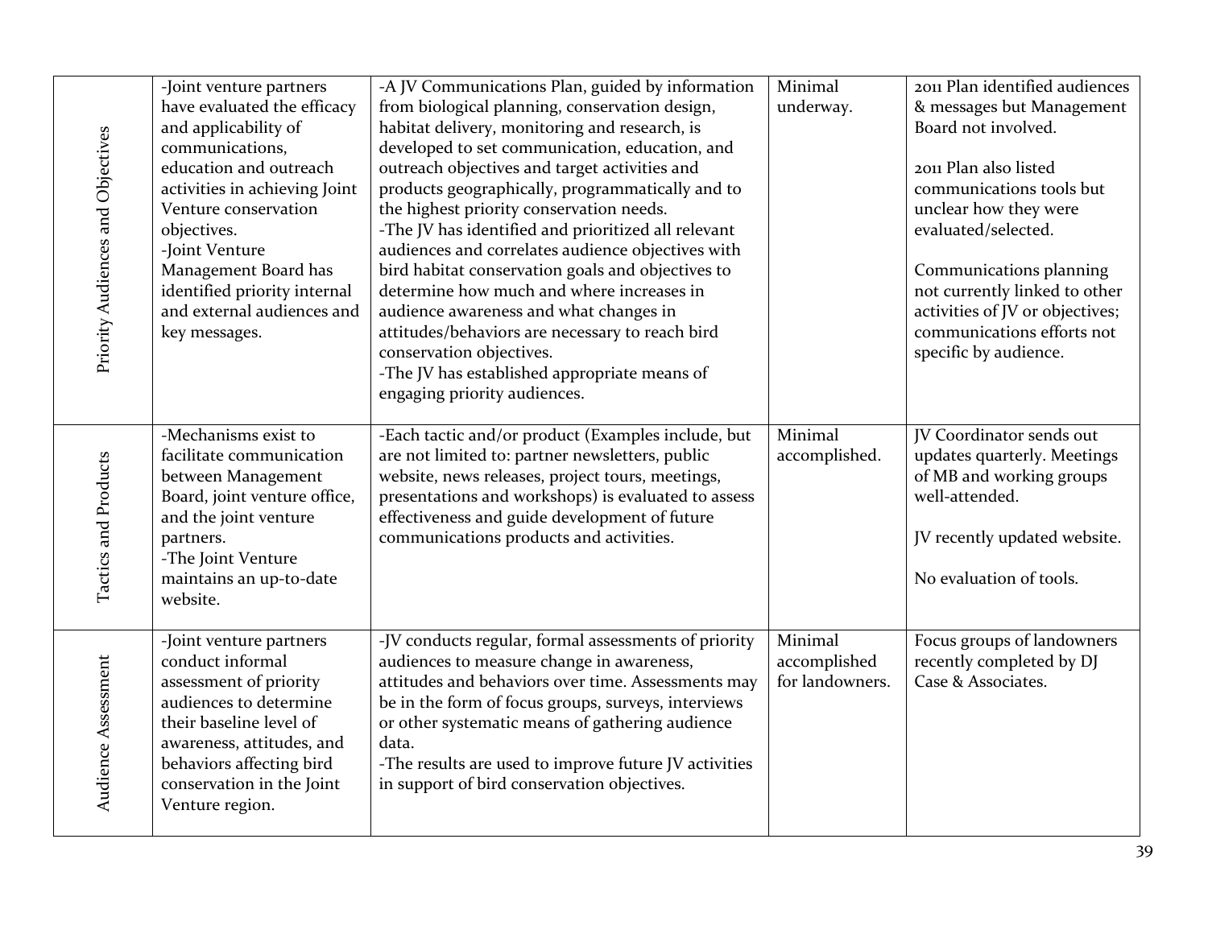| | | | | |
|---|---|---|---|---|
| Priority Audiences and Objectives | -Joint venture partners have evaluated the efficacy and applicability of communications, education and outreach activities in achieving Joint Venture conservation objectives.<br>-Joint Venture Management Board has identified priority internal and external audiences and key messages. | -A JV Communications Plan, guided by information from biological planning, conservation design, habitat delivery, monitoring and research, is developed to set communication, education, and outreach objectives and target activities and products geographically, programmatically and to the highest priority conservation needs.<br>-The JV has identified and prioritized all relevant audiences and correlates audience objectives with bird habitat conservation goals and objectives to determine how much and where increases in audience awareness and what changes in attitudes/behaviors are necessary to reach bird conservation objectives.<br>-The JV has established appropriate means of engaging priority audiences. | Minimal underway. | 2011 Plan identified audiences & messages but Management Board not involved.<br><br>2011 Plan also listed communications tools but unclear how they were evaluated/selected.<br><br>Communications planning not currently linked to other activities of JV or objectives; communications efforts not specific by audience. |
| Tactics and Products | -Mechanisms exist to facilitate communication between Management Board, joint venture office, and the joint venture partners.<br>-The Joint Venture maintains an up-to-date website. | -Each tactic and/or product (Examples include, but are not limited to: partner newsletters, public website, news releases, project tours, meetings, presentations and workshops) is evaluated to assess effectiveness and guide development of future communications products and activities. | Minimal accomplished. | JV Coordinator sends out updates quarterly. Meetings of MB and working groups well-attended.<br><br>JV recently updated website.<br><br>No evaluation of tools. |
| Audience Assessment | -Joint venture partners conduct informal assessment of priority audiences to determine their baseline level of awareness, attitudes, and behaviors affecting bird conservation in the Joint Venture region. | -JV conducts regular, formal assessments of priority audiences to measure change in awareness, attitudes and behaviors over time. Assessments may be in the form of focus groups, surveys, interviews or other systematic means of gathering audience data.<br>-The results are used to improve future JV activities in support of bird conservation objectives. | Minimal accomplished for landowners. | Focus groups of landowners recently completed by DJ Case & Associates. |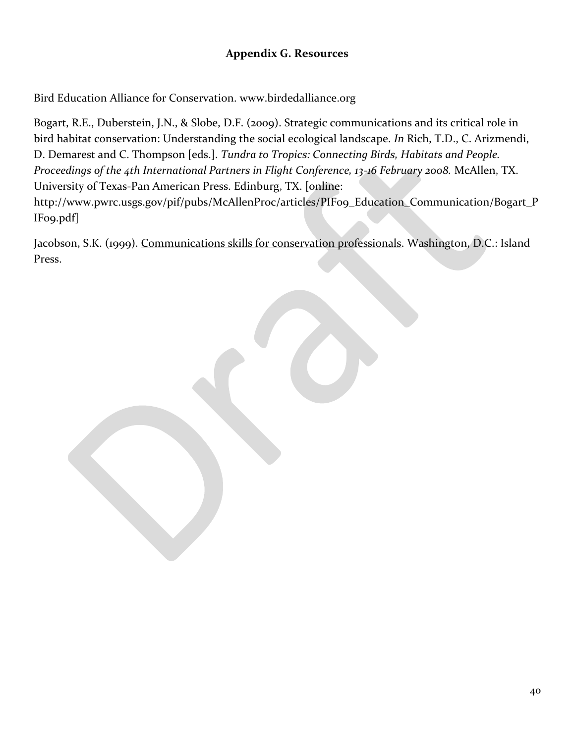## Appendix G. Resources

Bird Education Alliance for Conservation. www.birdedalliance.org

Bogart, R.E., Duberstein, J.N., & Slobe, D.F. (2009). Strategic communications and its critical role in bird habitat conservation: Understanding the social ecological landscape. *In* Rich, T.D., C. Arizmendi, D. Demarest and C. Thompson [eds.]. *Tundra to Tropics: Connecting Birds, Habitats and People. Proceedings of the 4th International Partners in Flight Conference, 13-16 February 2008.* McAllen, TX. University of Texas-Pan American Press. Edinburg, TX. [online: http://www.pwrc.usgs.gov/pif/pubs/McAllenProc/articles/PIF09_Education_Communication/Bogart_PIF09.pdf]

Jacobson, S.K. (1999). Communications skills for conservation professionals. Washington, D.C.: Island Press.